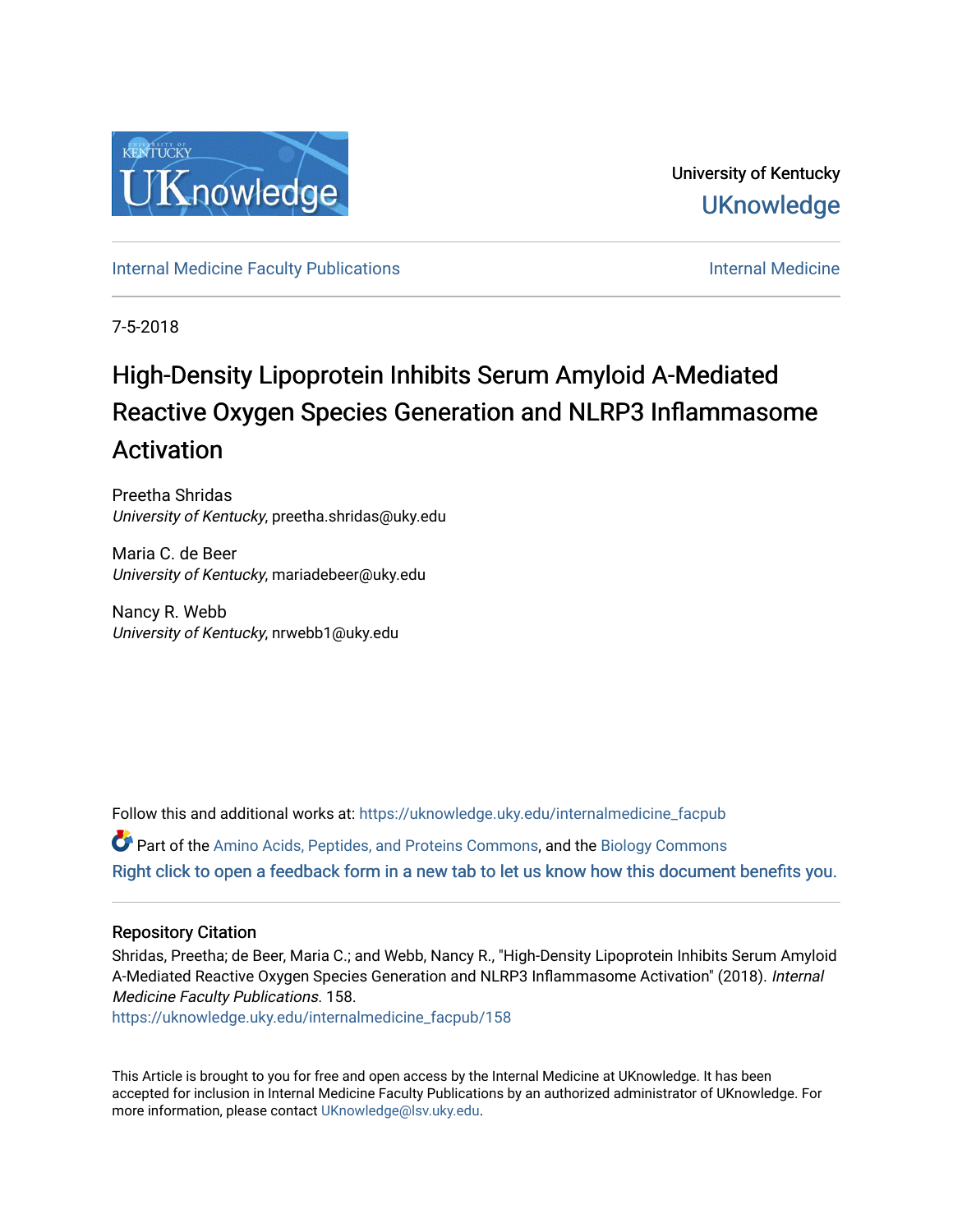University of Kentucky

UKnowledge

Internal Medicine Faculty Publications

Internal Medicine

7-5-2018

# High-Density Lipoprotein Inhibits Serum Amyloid A-Mediated Reactive Oxygen Species Generation and NLRP3 Inflammasome Activation

Preetha Shridas
*University of Kentucky*, preetha.shridas@uky.edu

Maria C. de Beer
*University of Kentucky*, mariadebeer@uky.edu

Nancy R. Webb
*University of Kentucky*, nrwebb1@uky.edu

Follow this and additional works at: https://uknowledge.uky.edu/internalmedicine_facpub

Part of the Amino Acids, Peptides, and Proteins Commons, and the Biology Commons

Right click to open a feedback form in a new tab to let us know how this document benefits you.

## Repository Citation

Shridas, Preetha; de Beer, Maria C.; and Webb, Nancy R., "High-Density Lipoprotein Inhibits Serum Amyloid A-Mediated Reactive Oxygen Species Generation and NLRP3 Inflammasome Activation" (2018). *Internal Medicine Faculty Publications*. 158.
https://uknowledge.uky.edu/internalmedicine_facpub/158

This Article is brought to you for free and open access by the Internal Medicine at UKnowledge. It has been accepted for inclusion in Internal Medicine Faculty Publications by an authorized administrator of UKnowledge. For more information, please contact UKnowledge@lsv.uky.edu.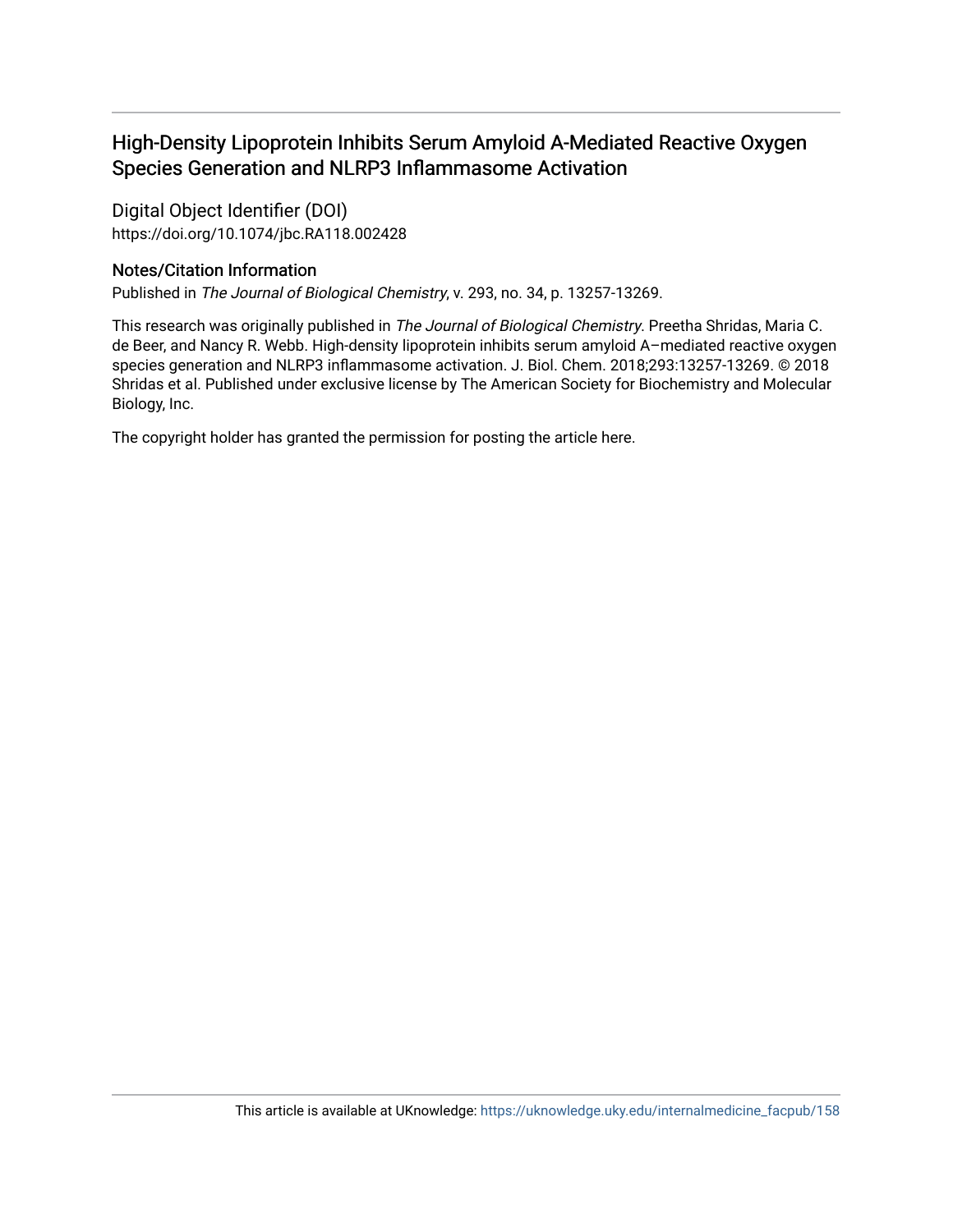# High-Density Lipoprotein Inhibits Serum Amyloid A-Mediated Reactive Oxygen Species Generation and NLRP3 Inflammasome Activation

## Digital Object Identifier (DOI)

https://doi.org/10.1074/jbc.RA118.002428

## Notes/Citation Information

Published in *The Journal of Biological Chemistry*, v. 293, no. 34, p. 13257-13269.

This research was originally published in *The Journal of Biological Chemistry*. Preetha Shridas, Maria C. de Beer, and Nancy R. Webb. High-density lipoprotein inhibits serum amyloid A–mediated reactive oxygen species generation and NLRP3 inflammasome activation. J. Biol. Chem. 2018;293:13257-13269. © 2018 Shridas et al. Published under exclusive license by The American Society for Biochemistry and Molecular Biology, Inc.

The copyright holder has granted the permission for posting the article here.

This article is available at UKnowledge: https://uknowledge.uky.edu/internalmedicine_facpub/158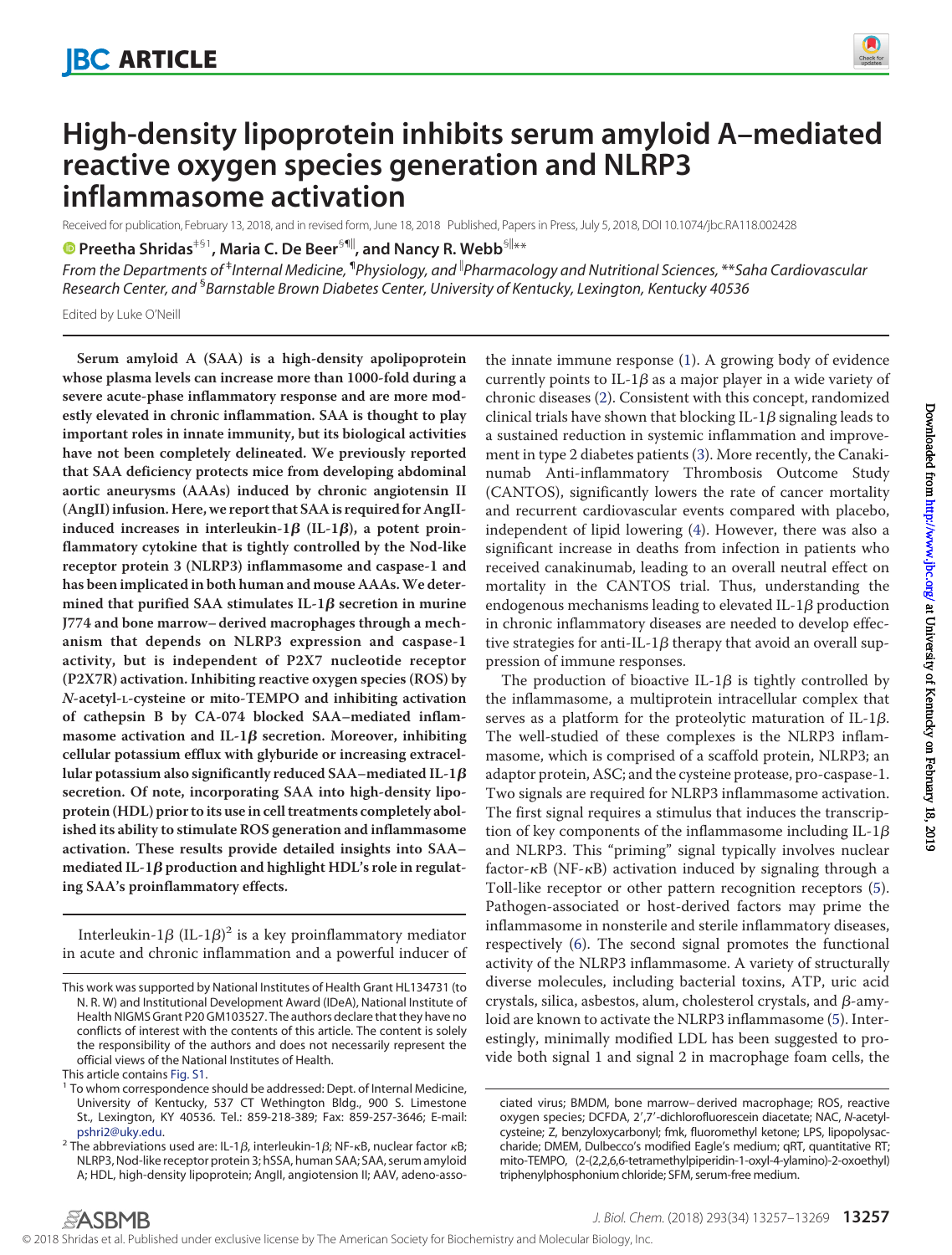# High-density lipoprotein inhibits serum amyloid A–mediated reactive oxygen species generation and NLRP3 inflammasome activation

Received for publication, February 13, 2018, and in revised form, June 18, 2018 Published, Papers in Press, July 5, 2018, DOI 10.1074/jbc.RA118.002428

**Preetha Shridas**[‡§1], **Maria C. De Beer**[§¶‖], **and Nancy R. Webb**[§‖**]

*From the Departments of* [‡]*Internal Medicine,* [¶]*Physiology, and* [‖]*Pharmacology and Nutritional Sciences,* [**]*Saha Cardiovascular Research Center, and* [§]*Barnstable Brown Diabetes Center, University of Kentucky, Lexington, Kentucky 40536*

Edited by Luke O'Neill

**Serum amyloid A (SAA) is a high-density apolipoprotein whose plasma levels can increase more than 1000-fold during a severe acute-phase inflammatory response and are more modestly elevated in chronic inflammation. SAA is thought to play important roles in innate immunity, but its biological activities have not been completely delineated. We previously reported that SAA deficiency protects mice from developing abdominal aortic aneurysms (AAAs) induced by chronic angiotensin II (AngII) infusion. Here, we report that SAA is required for AngII-induced increases in interleukin-1β (IL-1β), a potent proinflammatory cytokine that is tightly controlled by the Nod-like receptor protein 3 (NLRP3) inflammasome and caspase-1 and has been implicated in both human and mouse AAAs. We determined that purified SAA stimulates IL-1β secretion in murine J774 and bone marrow–derived macrophages through a mechanism that depends on NLRP3 expression and caspase-1 activity, but is independent of P2X7 nucleotide receptor (P2X7R) activation. Inhibiting reactive oxygen species (ROS) by *N*-acetyl-L-cysteine or mito-TEMPO and inhibiting activation of cathepsin B by CA-074 blocked SAA–mediated inflammasome activation and IL-1β secretion. Moreover, inhibiting cellular potassium efflux with glyburide or increasing extracellular potassium also significantly reduced SAA–mediated IL-1β secretion. Of note, incorporating SAA into high-density lipoprotein (HDL) prior to its use in cell treatments completely abolished its ability to stimulate ROS generation and inflammasome activation. These results provide detailed insights into SAA–mediated IL-1β production and highlight HDL's role in regulating SAA's proinflammatory effects.**

Interleukin-1β (IL-1β)[2] is a key proinflammatory mediator in acute and chronic inflammation and a powerful inducer of the innate immune response (1). A growing body of evidence currently points to IL-1β as a major player in a wide variety of chronic diseases (2). Consistent with this concept, randomized clinical trials have shown that blocking IL-1β signaling leads to a sustained reduction in systemic inflammation and improvement in type 2 diabetes patients (3). More recently, the Canakinumab Anti-inflammatory Thrombosis Outcome Study (CANTOS), significantly lowers the rate of cancer mortality and recurrent cardiovascular events compared with placebo, independent of lipid lowering (4). However, there was also a significant increase in deaths from infection in patients who received canakinumab, leading to an overall neutral effect on mortality in the CANTOS trial. Thus, understanding the endogenous mechanisms leading to elevated IL-1β production in chronic inflammatory diseases are needed to develop effective strategies for anti-IL-1β therapy that avoid an overall suppression of immune responses.

The production of bioactive IL-1β is tightly controlled by the inflammasome, a multiprotein intracellular complex that serves as a platform for the proteolytic maturation of IL-1β. The well-studied of these complexes is the NLRP3 inflammasome, which is comprised of a scaffold protein, NLRP3; an adaptor protein, ASC; and the cysteine protease, pro-caspase-1. Two signals are required for NLRP3 inflammasome activation. The first signal requires a stimulus that induces the transcription of key components of the inflammasome including IL-1β and NLRP3. This "priming" signal typically involves nuclear factor-κB (NF-κB) activation induced by signaling through a Toll-like receptor or other pattern recognition receptors (5). Pathogen-associated or host-derived factors may prime the inflammasome in nonsterile and sterile inflammatory diseases, respectively (6). The second signal promotes the functional activity of the NLRP3 inflammasome. A variety of structurally diverse molecules, including bacterial toxins, ATP, uric acid crystals, silica, asbestos, alum, cholesterol crystals, and β-amyloid are known to activate the NLRP3 inflammasome (5). Interestingly, minimally modified LDL has been suggested to provide both signal 1 and signal 2 in macrophage foam cells, the

---

This work was supported by National Institutes of Health Grant HL134731 (to N. R. W) and Institutional Development Award (IDeA), National Institute of Health NIGMS Grant P20 GM103527. The authors declare that they have no conflicts of interest with the contents of this article. The content is solely the responsibility of the authors and does not necessarily represent the official views of the National Institutes of Health.

This article contains Fig. S1.

[1] To whom correspondence should be addressed: Dept. of Internal Medicine, University of Kentucky, 537 CT Wethington Bldg., 900 S. Limestone St., Lexington, KY 40536. Tel.: 859-218-389; Fax: 859-257-3646; E-mail: pshri2@uky.edu.

[2] The abbreviations used are: IL-1β, interleukin-1β; NF-κB, nuclear factor κB; NLRP3, Nod-like receptor protein 3; hSSA, human SAA; SAA, serum amyloid A; HDL, high-density lipoprotein; AngII, angiotensin II; AAV, adeno-associated virus; BMDM, bone marrow–derived macrophage; ROS, reactive oxygen species; DCFDA, 2′,7′-dichlorofluorescein diacetate; NAC, *N*-acetyl-cysteine; Z, benzyloxycarbonyl; fmk, fluoromethyl ketone; LPS, lipopolysaccharide; DMEM, Dulbecco's modified Eagle's medium; qRT, quantitative RT; mito-TEMPO, (2-(2,2,6,6-tetramethylpiperidin-1-oxyl-4-ylamino)-2-oxoethyl) triphenylphosphonium chloride; SFM, serum-free medium.

© 2018 Shridas et al. Published under exclusive license by The American Society for Biochemistry and Molecular Biology, Inc.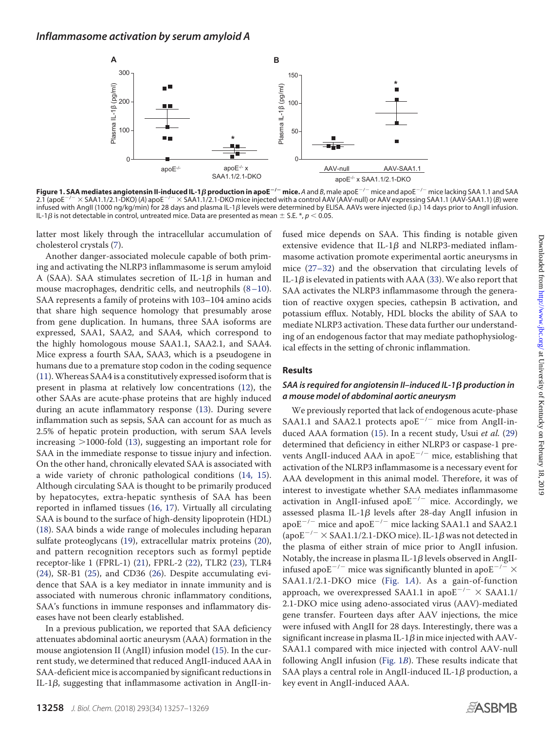**Figure 1. SAA mediates angiotensin II-induced IL-1β production in apoE$^{-/-}$ mice.** *A* and *B*, male apoE$^{-/-}$ mice and apoE$^{-/-}$ mice lacking SAA 1.1 and SAA 2.1 (apoE$^{-/-}$ × SAA1.1/2.1-DKO) (*A*) apoE$^{-/-}$ × SAA1.1/2.1-DKO mice injected with a control AAV (AAV-null) or AAV expressing SAA1.1 (AAV-SAA1.1) (*B*) were infused with AngII (1000 ng/kg/min) for 28 days and plasma IL-1β levels were determined by ELISA. AAVs were injected (i.p.) 14 days prior to AngII infusion. IL-1β is not detectable in control, untreated mice. Data are presented as mean ± S.E. *, $p < 0.05$.

latter most likely through the intracellular accumulation of cholesterol crystals (7).

Another danger-associated molecule capable of both priming and activating the NLRP3 inflammasome is serum amyloid A (SAA). SAA stimulates secretion of IL-1β in human and mouse macrophages, dendritic cells, and neutrophils (8–10). SAA represents a family of proteins with 103–104 amino acids that share high sequence homology that presumably arose from gene duplication. In humans, three SAA isoforms are expressed, SAA1, SAA2, and SAA4, which correspond to the highly homologous mouse SAA1.1, SAA2.1, and SAA4. Mice express a fourth SAA, SAA3, which is a pseudogene in humans due to a premature stop codon in the coding sequence (11). Whereas SAA4 is a constitutively expressed isoform that is present in plasma at relatively low concentrations (12), the other SAAs are acute-phase proteins that are highly induced during an acute inflammatory response (13). During severe inflammation such as sepsis, SAA can account for as much as 2.5% of hepatic protein production, with serum SAA levels increasing >1000-fold (13), suggesting an important role for SAA in the immediate response to tissue injury and infection. On the other hand, chronically elevated SAA is associated with a wide variety of chronic pathological conditions (14, 15). Although circulating SAA is thought to be primarily produced by hepatocytes, extra-hepatic synthesis of SAA has been reported in inflamed tissues (16, 17). Virtually all circulating SAA is bound to the surface of high-density lipoprotein (HDL) (18). SAA binds a wide range of molecules including heparan sulfate proteoglycans (19), extracellular matrix proteins (20), and pattern recognition receptors such as formyl peptide receptor-like 1 (FPRL-1) (21), FPRL-2 (22), TLR2 (23), TLR4 (24), SR-B1 (25), and CD36 (26). Despite accumulating evidence that SAA is a key mediator in innate immunity and is associated with numerous chronic inflammatory conditions, SAA's functions in immune responses and inflammatory diseases have not been clearly established.

In a previous publication, we reported that SAA deficiency attenuates abdominal aortic aneurysm (AAA) formation in the mouse angiotensin II (AngII) infusion model (15). In the current study, we determined that reduced AngII-induced AAA in SAA-deficient mice is accompanied by significant reductions in IL-1β, suggesting that inflammasome activation in AngII-infused mice depends on SAA. This finding is notable given extensive evidence that IL-1β and NLRP3-mediated inflammasome activation promote experimental aortic aneurysms in mice (27–32) and the observation that circulating levels of IL-1β is elevated in patients with AAA (33). We also report that SAA activates the NLRP3 inflammasome through the generation of reactive oxygen species, cathepsin B activation, and potassium efflux. Notably, HDL blocks the ability of SAA to mediate NLRP3 activation. These data further our understanding of an endogenous factor that may mediate pathophysiological effects in the setting of chronic inflammation.

## Results

### *SAA is required for angiotensin II–induced IL-1β production in a mouse model of abdominal aortic aneurysm*

We previously reported that lack of endogenous acute-phase SAA1.1 and SAA2.1 protects apoE$^{-/-}$ mice from AngII-induced AAA formation (15). In a recent study, Usui *et al.* (29) determined that deficiency in either NLRP3 or caspase-1 prevents AngII-induced AAA in apoE$^{-/-}$ mice, establishing that activation of the NLRP3 inflammasome is a necessary event for AAA development in this animal model. Therefore, it was of interest to investigate whether SAA mediates inflammasome activation in AngII-infused apoE$^{-/-}$ mice. Accordingly, we assessed plasma IL-1β levels after 28-day AngII infusion in apoE$^{-/-}$ mice and apoE$^{-/-}$ mice lacking SAA1.1 and SAA2.1 (apoE$^{-/-}$ × SAA1.1/2.1-DKO mice). IL-1β was not detected in the plasma of either strain of mice prior to AngII infusion. Notably, the increase in plasma IL-1β levels observed in AngII-infused apoE$^{-/-}$ mice was significantly blunted in apoE$^{-/-}$ × SAA1.1/2.1-DKO mice (Fig. 1*A*). As a gain-of-function approach, we overexpressed SAA1.1 in apoE$^{-/-}$ × SAA1.1/2.1-DKO mice using adeno-associated virus (AAV)-mediated gene transfer. Fourteen days after AAV injections, the mice were infused with AngII for 28 days. Interestingly, there was a significant increase in plasma IL-1β in mice injected with AAV-SAA1.1 compared with mice injected with control AAV-null following AngII infusion (Fig. 1*B*). These results indicate that SAA plays a central role in AngII-induced IL-1β production, a key event in AngII-induced AAA.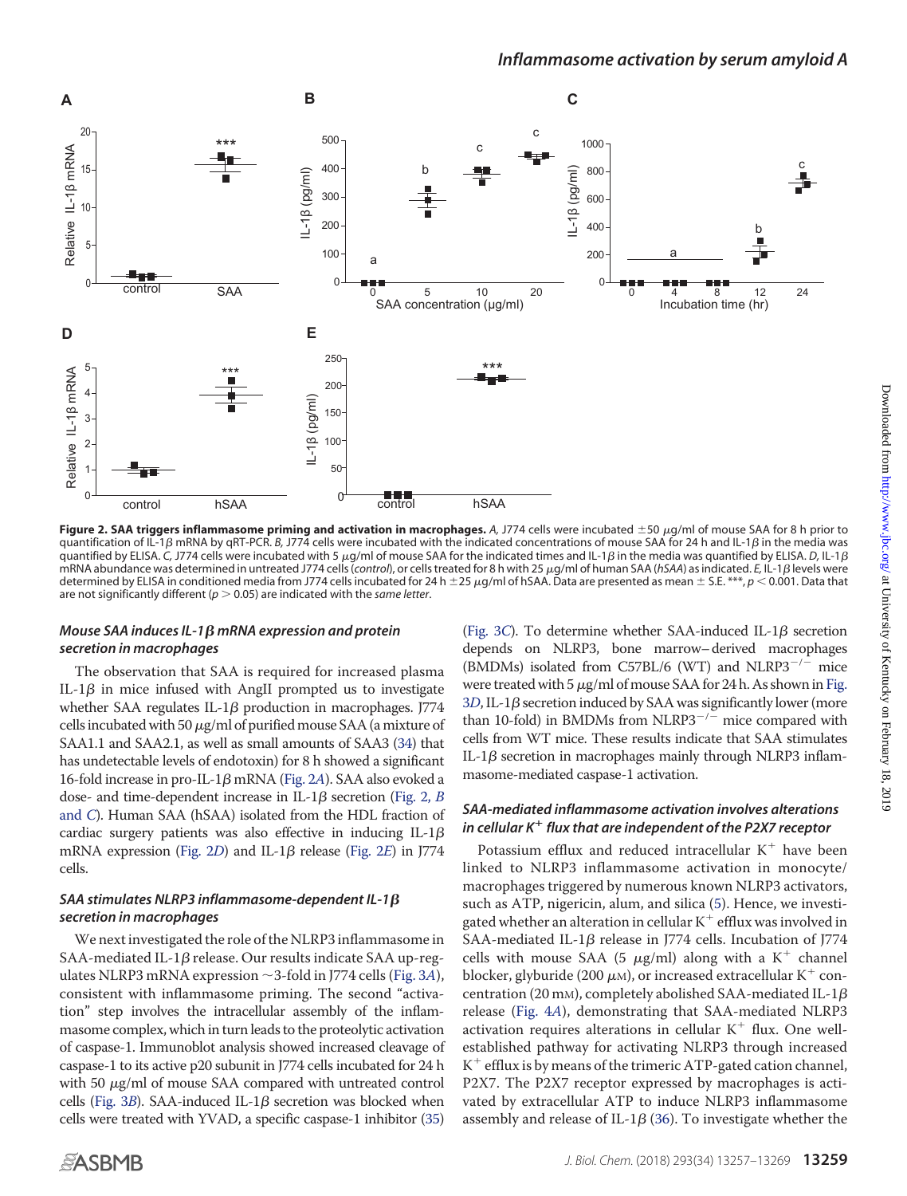**Figure 2. SAA triggers inflammasome priming and activation in macrophages.** *A*, J774 cells were incubated ±50 μg/ml of mouse SAA for 8 h prior to quantification of IL-1β mRNA by qRT-PCR. *B*, J774 cells were incubated with the indicated concentrations of mouse SAA for 24 h and IL-1β in the media was quantified by ELISA. *C*, J774 cells were incubated with 5 μg/ml of mouse SAA for the indicated times and IL-1β in the media was quantified by ELISA. *D*, IL-1β mRNA abundance was determined in untreated J774 cells (*control*), or cells treated for 8 h with 25 μg/ml of human SAA (*hSAA*) as indicated. *E*, IL-1β levels were determined by ELISA in conditioned media from J774 cells incubated for 24 h ±25 μg/ml of hSAA. Data are presented as mean ± S.E. \*\*\*, $p < 0.001$. Data that are not significantly different ($p > 0.05$) are indicated with the *same letter*.

### *Mouse SAA induces IL-1β mRNA expression and protein secretion in macrophages*

The observation that SAA is required for increased plasma IL-1β in mice infused with AngII prompted us to investigate whether SAA regulates IL-1β production in macrophages. J774 cells incubated with 50 μg/ml of purified mouse SAA (a mixture of SAA1.1 and SAA2.1, as well as small amounts of SAA3 (34) that has undetectable levels of endotoxin) for 8 h showed a significant 16-fold increase in pro-IL-1β mRNA (Fig. 2*A*). SAA also evoked a dose- and time-dependent increase in IL-1β secretion (Fig. 2, *B* and *C*). Human SAA (hSAA) isolated from the HDL fraction of cardiac surgery patients was also effective in inducing IL-1β mRNA expression (Fig. 2*D*) and IL-1β release (Fig. 2*E*) in J774 cells.

### *SAA stimulates NLRP3 inflammasome-dependent IL-1β secretion in macrophages*

We next investigated the role of the NLRP3 inflammasome in SAA-mediated IL-1β release. Our results indicate SAA up-regulates NLRP3 mRNA expression ~3-fold in J774 cells (Fig. 3*A*), consistent with inflammasome priming. The second "activation" step involves the intracellular assembly of the inflammasome complex, which in turn leads to the proteolytic activation of caspase-1. Immunoblot analysis showed increased cleavage of caspase-1 to its active p20 subunit in J774 cells incubated for 24 h with 50 μg/ml of mouse SAA compared with untreated control cells (Fig. 3*B*). SAA-induced IL-1β secretion was blocked when cells were treated with YVAD, a specific caspase-1 inhibitor (35) (Fig. 3*C*). To determine whether SAA-induced IL-1β secretion depends on NLRP3, bone marrow–derived macrophages (BMDMs) isolated from C57BL/6 (WT) and NLRP3$^{-/-}$ mice were treated with 5 μg/ml of mouse SAA for 24 h. As shown in Fig. 3*D*, IL-1β secretion induced by SAA was significantly lower (more than 10-fold) in BMDMs from NLRP3$^{-/-}$ mice compared with cells from WT mice. These results indicate that SAA stimulates IL-1β secretion in macrophages mainly through NLRP3 inflammasome-mediated caspase-1 activation.

### *SAA-mediated inflammasome activation involves alterations in cellular $K^+$ flux that are independent of the P2X7 receptor*

Potassium efflux and reduced intracellular $K^+$ have been linked to NLRP3 inflammasome activation in monocyte/macrophages triggered by numerous known NLRP3 activators, such as ATP, nigericin, alum, and silica (5). Hence, we investigated whether an alteration in cellular $K^+$ efflux was involved in SAA-mediated IL-1β release in J774 cells. Incubation of J774 cells with mouse SAA (5 μg/ml) along with a $K^+$ channel blocker, glyburide (200 μM), or increased extracellular $K^+$ concentration (20 mM), completely abolished SAA-mediated IL-1β release (Fig. 4*A*), demonstrating that SAA-mediated NLRP3 activation requires alterations in cellular $K^+$ flux. One well-established pathway for activating NLRP3 through increased $K^+$ efflux is by means of the trimeric ATP-gated cation channel, P2X7. The P2X7 receptor expressed by macrophages is activated by extracellular ATP to induce NLRP3 inflammasome assembly and release of IL-1β (36). To investigate whether the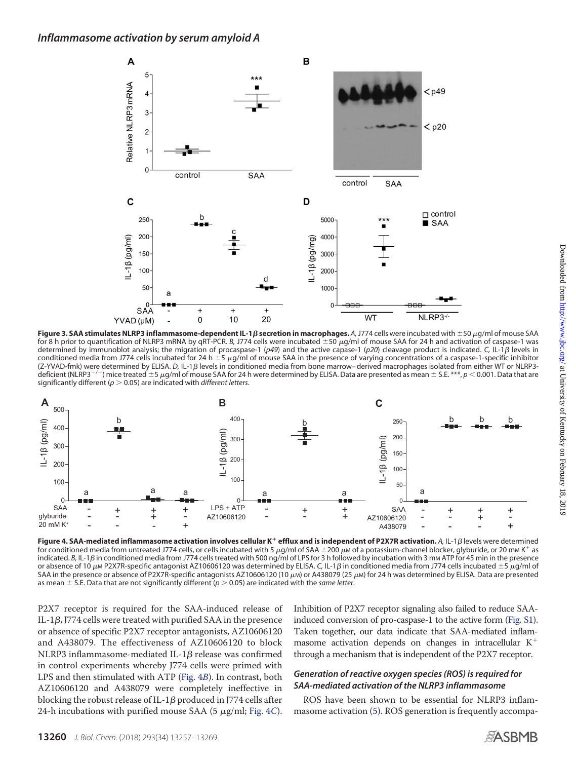**Figure 3. SAA stimulates NLRP3 inflammasome-dependent IL-1β secretion in macrophages.** *A,* J774 cells were incubated with ±50 μg/ml of mouse SAA for 8 h prior to quantification of NLRP3 mRNA by qRT-PCR. *B,* J774 cells were incubated ±50 μg/ml of mouse SAA for 24 h and activation of caspase-1 was determined by immunoblot analysis; the migration of procaspase-1 (*p49*) and the active capase-1 (*p20*) cleavage product is indicated. *C,* IL-1β levels in conditioned media from J774 cells incubated for 24 h ±5 μg/ml of mouse SAA in the presence of varying concentrations of a caspase-1-specific inhibitor (Z-YVAD-fmk) were determined by ELISA. *D,* IL-1β levels in conditioned media from bone marrow–derived macrophages isolated from either WT or NLRP3-deficient (NLRP3$^{-/-}$) mice treated ±5 μg/ml of mouse SAA for 24 h were determined by ELISA. Data are presented as mean ± S.E. ***, $p < 0.001$. Data that are significantly different ($p > 0.05$) are indicated with *different letters*.

**Figure 4. SAA-mediated inflammasome activation involves cellular K$^+$ efflux and is independent of P2X7R activation.** *A,* IL-1β levels were determined for conditioned media from untreated J774 cells, or cells incubated with 5 μg/ml of SAA ±200 μM of a potassium-channel blocker, glyburide, or 20 mM K$^+$ as indicated. *B,* IL-1β in conditioned media from J774 cells treated with 500 ng/ml of LPS for 3 h followed by incubation with 3 mM ATP for 45 min in the presence or absence of 10 μM P2X7R-specific antagonist AZ10606120 was determined by ELISA. *C,* IL-1β in conditioned media from J774 cells incubated ±5 μg/ml of SAA in the presence or absence of P2X7R-specific antagonists AZ10606120 (10 μM) or A438079 (25 μM) for 24 h was determined by ELISA. Data are presented as mean ± S.E. Data that are not significantly different ($p > 0.05$) are indicated with the *same letter*.

P2X7 receptor is required for the SAA-induced release of IL-1β, J774 cells were treated with purified SAA in the presence or absence of specific P2X7 receptor antagonists, AZ10606120 and A438079. The effectiveness of AZ10606120 to block NLRP3 inflammasome-mediated IL-1β release was confirmed in control experiments whereby J774 cells were primed with LPS and then stimulated with ATP (Fig. 4*B*). In contrast, both AZ10606120 and A438079 were completely ineffective in blocking the robust release of IL-1β produced in J774 cells after 24-h incubations with purified mouse SAA (5 μg/ml; Fig. 4*C*). Inhibition of P2X7 receptor signaling also failed to reduce SAA-induced conversion of pro-caspase-1 to the active form (Fig. S1). Taken together, our data indicate that SAA-mediated inflammasome activation depends on changes in intracellular K$^+$ through a mechanism that is independent of the P2X7 receptor.

### *Generation of reactive oxygen species (ROS) is required for SAA-mediated activation of the NLRP3 inflammasome*

ROS have been shown to be essential for NLRP3 inflammasome activation (5). ROS generation is frequently accompa-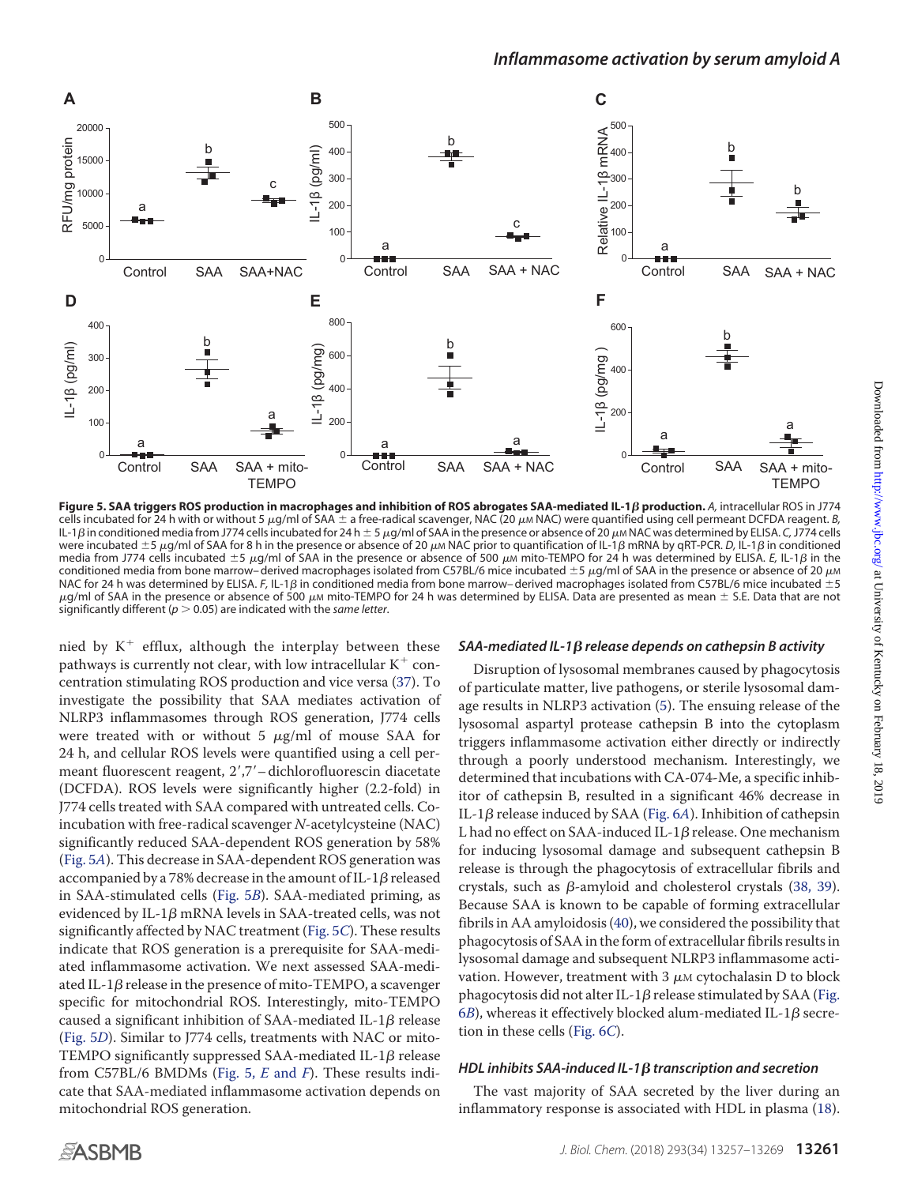**Figure 5. SAA triggers ROS production in macrophages and inhibition of ROS abrogates SAA-mediated IL-1β production.** *A,* intracellular ROS in J774 cells incubated for 24 h with or without 5 μg/ml of SAA ± a free-radical scavenger, NAC (20 μM NAC) were quantified using cell permeant DCFDA reagent. *B,* IL-1β in conditioned media from J774 cells incubated for 24 h ± 5 μg/ml of SAA in the presence or absence of 20 μM NAC was determined by ELISA. *C,* J774 cells were incubated ±5 μg/ml of SAA for 8 h in the presence or absence of 20 μM NAC prior to quantification of IL-1β mRNA by qRT-PCR. *D,* IL-1β in conditioned media from J774 cells incubated ±5 μg/ml of SAA in the presence or absence of 500 μM mito-TEMPO for 24 h was determined by ELISA. *E,* IL-1β in the conditioned media from bone marrow–derived macrophages isolated from C57BL/6 mice incubated ±5 μg/ml of SAA in the presence or absence of 20 μM NAC for 24 h was determined by ELISA. *F,* IL-1β in conditioned media from bone marrow–derived macrophages isolated from C57BL/6 mice incubated ±5 μg/ml of SAA in the presence or absence of 500 μM mito-TEMPO for 24 h was determined by ELISA. Data are presented as mean ± S.E. Data that are not significantly different ($p > 0.05$) are indicated with the *same letter.*

nied by $K^+$ efflux, although the interplay between these pathways is currently not clear, with low intracellular $K^+$ concentration stimulating ROS production and vice versa (37). To investigate the possibility that SAA mediates activation of NLRP3 inflammasomes through ROS generation, J774 cells were treated with or without 5 μg/ml of mouse SAA for 24 h, and cellular ROS levels were quantified using a cell permeant fluorescent reagent, 2′,7′–dichlorofluorescin diacetate (DCFDA). ROS levels were significantly higher (2.2-fold) in J774 cells treated with SAA compared with untreated cells. Co-incubation with free-radical scavenger *N*-acetylcysteine (NAC) significantly reduced SAA-dependent ROS generation by 58% (Fig. 5*A*). This decrease in SAA-dependent ROS generation was accompanied by a 78% decrease in the amount of IL-1β released in SAA-stimulated cells (Fig. 5*B*). SAA-mediated priming, as evidenced by IL-1β mRNA levels in SAA-treated cells, was not significantly affected by NAC treatment (Fig. 5*C*). These results indicate that ROS generation is a prerequisite for SAA-mediated inflammasome activation. We next assessed SAA-mediated IL-1β release in the presence of mito-TEMPO, a scavenger specific for mitochondrial ROS. Interestingly, mito-TEMPO caused a significant inhibition of SAA-mediated IL-1β release (Fig. 5*D*). Similar to J774 cells, treatments with NAC or mito-TEMPO significantly suppressed SAA-mediated IL-1β release from C57BL/6 BMDMs (Fig. 5, *E* and *F*). These results indicate that SAA-mediated inflammasome activation depends on mitochondrial ROS generation.

### *SAA-mediated IL-1β release depends on cathepsin B activity*

Disruption of lysosomal membranes caused by phagocytosis of particulate matter, live pathogens, or sterile lysosomal damage results in NLRP3 activation (5). The ensuing release of the lysosomal aspartyl protease cathepsin B into the cytoplasm triggers inflammasome activation either directly or indirectly through a poorly understood mechanism. Interestingly, we determined that incubations with CA-074-Me, a specific inhibitor of cathepsin B, resulted in a significant 46% decrease in IL-1β release induced by SAA (Fig. 6*A*). Inhibition of cathepsin L had no effect on SAA-induced IL-1β release. One mechanism for inducing lysosomal damage and subsequent cathepsin B release is through the phagocytosis of extracellular fibrils and crystals, such as β-amyloid and cholesterol crystals (38, 39). Because SAA is known to be capable of forming extracellular fibrils in AA amyloidosis (40), we considered the possibility that phagocytosis of SAA in the form of extracellular fibrils results in lysosomal damage and subsequent NLRP3 inflammasome activation. However, treatment with 3 μM cytochalasin D to block phagocytosis did not alter IL-1β release stimulated by SAA (Fig. 6*B*), whereas it effectively blocked alum-mediated IL-1β secretion in these cells (Fig. 6*C*).

### *HDL inhibits SAA-induced IL-1β transcription and secretion*

The vast majority of SAA secreted by the liver during an inflammatory response is associated with HDL in plasma (18).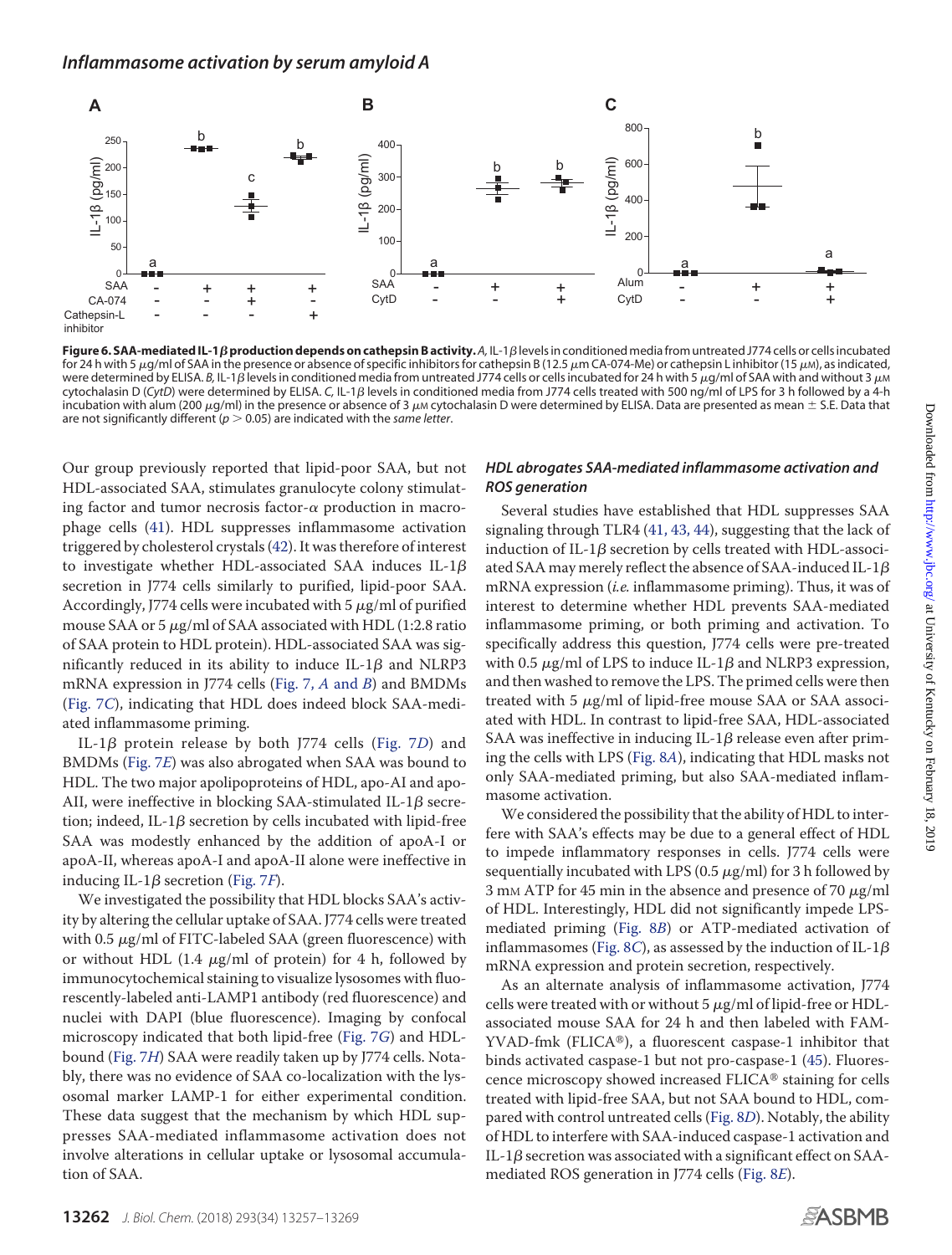**Figure 6. SAA-mediated IL-1β production depends on cathepsin B activity.** *A,* IL-1β levels in conditioned media from untreated J774 cells or cells incubated for 24 h with 5 μg/ml of SAA in the presence or absence of specific inhibitors for cathepsin B (12.5 μm CA-074-Me) or cathepsin L inhibitor (15 μM), as indicated, were determined by ELISA. *B,* IL-1β levels in conditioned media from untreated J774 cells or cells incubated for 24 h with 5 μg/ml of SAA with and without 3 μM cytochalasin D (*CytD*) were determined by ELISA. *C,* IL-1β levels in conditioned media from J774 cells treated with 500 ng/ml of LPS for 3 h followed by a 4-h incubation with alum (200 μg/ml) in the presence or absence of 3 μM cytochalasin D were determined by ELISA. Data are presented as mean ± S.E. Data that are not significantly different ($p > 0.05$) are indicated with the *same letter*.

Our group previously reported that lipid-poor SAA, but not HDL-associated SAA, stimulates granulocyte colony stimulating factor and tumor necrosis factor-α production in macrophage cells (41). HDL suppresses inflammasome activation triggered by cholesterol crystals (42). It was therefore of interest to investigate whether HDL-associated SAA induces IL-1β secretion in J774 cells similarly to purified, lipid-poor SAA. Accordingly, J774 cells were incubated with 5 μg/ml of purified mouse SAA or 5 μg/ml of SAA associated with HDL (1:2.8 ratio of SAA protein to HDL protein). HDL-associated SAA was significantly reduced in its ability to induce IL-1β and NLRP3 mRNA expression in J774 cells (Fig. 7, *A* and *B*) and BMDMs (Fig. 7*C*), indicating that HDL does indeed block SAA-mediated inflammasome priming.

IL-1β protein release by both J774 cells (Fig. 7*D*) and BMDMs (Fig. 7*E*) was also abrogated when SAA was bound to HDL. The two major apolipoproteins of HDL, apo-AI and apo-AII, were ineffective in blocking SAA-stimulated IL-1β secretion; indeed, IL-1β secretion by cells incubated with lipid-free SAA was modestly enhanced by the addition of apoA-I or apoA-II, whereas apoA-I and apoA-II alone were ineffective in inducing IL-1β secretion (Fig. 7*F*).

We investigated the possibility that HDL blocks SAA's activity by altering the cellular uptake of SAA. J774 cells were treated with 0.5 μg/ml of FITC-labeled SAA (green fluorescence) with or without HDL (1.4 μg/ml of protein) for 4 h, followed by immunocytochemical staining to visualize lysosomes with fluorescently-labeled anti-LAMP1 antibody (red fluorescence) and nuclei with DAPI (blue fluorescence). Imaging by confocal microscopy indicated that both lipid-free (Fig. 7*G*) and HDL-bound (Fig. 7*H*) SAA were readily taken up by J774 cells. Notably, there was no evidence of SAA co-localization with the lysosomal marker LAMP-1 for either experimental condition. These data suggest that the mechanism by which HDL suppresses SAA-mediated inflammasome activation does not involve alterations in cellular uptake or lysosomal accumulation of SAA.

### HDL abrogates SAA-mediated inflammasome activation and ROS generation

Several studies have established that HDL suppresses SAA signaling through TLR4 (41, 43, 44), suggesting that the lack of induction of IL-1β secretion by cells treated with HDL-associated SAA may merely reflect the absence of SAA-induced IL-1β mRNA expression (*i.e.* inflammasome priming). Thus, it was of interest to determine whether HDL prevents SAA-mediated inflammasome priming, or both priming and activation. To specifically address this question, J774 cells were pre-treated with 0.5 μg/ml of LPS to induce IL-1β and NLRP3 expression, and then washed to remove the LPS. The primed cells were then treated with 5 μg/ml of lipid-free mouse SAA or SAA associated with HDL. In contrast to lipid-free SAA, HDL-associated SAA was ineffective in inducing IL-1β release even after priming the cells with LPS (Fig. 8*A*), indicating that HDL masks not only SAA-mediated priming, but also SAA-mediated inflammasome activation.

We considered the possibility that the ability of HDL to interfere with SAA's effects may be due to a general effect of HDL to impede inflammatory responses in cells. J774 cells were sequentially incubated with LPS (0.5 μg/ml) for 3 h followed by 3 mM ATP for 45 min in the absence and presence of 70 μg/ml of HDL. Interestingly, HDL did not significantly impede LPS-mediated priming (Fig. 8*B*) or ATP-mediated activation of inflammasomes (Fig. 8*C*), as assessed by the induction of IL-1β mRNA expression and protein secretion, respectively.

As an alternate analysis of inflammasome activation, J774 cells were treated with or without 5 μg/ml of lipid-free or HDL-associated mouse SAA for 24 h and then labeled with FAM-YVAD-fmk (FLICA®), a fluorescent caspase-1 inhibitor that binds activated caspase-1 but not pro-caspase-1 (45). Fluorescence microscopy showed increased FLICA® staining for cells treated with lipid-free SAA, but not SAA bound to HDL, compared with control untreated cells (Fig. 8*D*). Notably, the ability of HDL to interfere with SAA-induced caspase-1 activation and IL-1β secretion was associated with a significant effect on SAA-mediated ROS generation in J774 cells (Fig. 8*E*).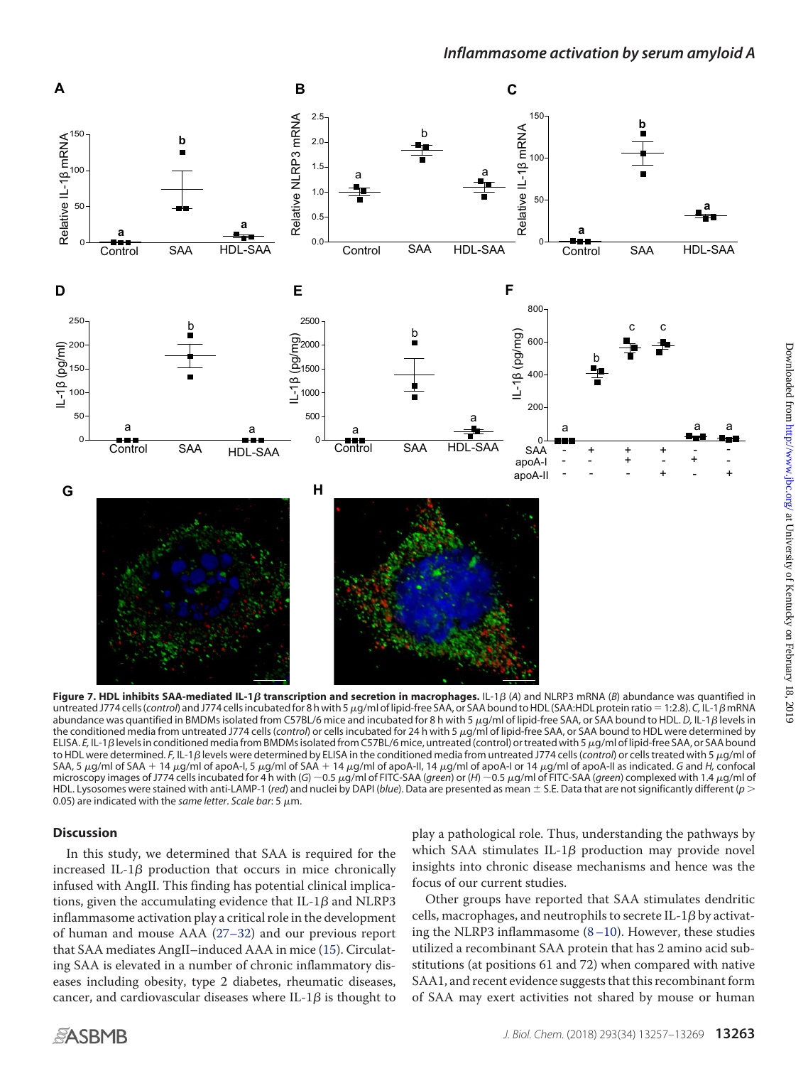**Figure 7. HDL inhibits SAA-mediated IL-1β transcription and secretion in macrophages.** IL-1β (*A*) and NLRP3 mRNA (*B*) abundance was quantified in untreated J774 cells (*control*) and J774 cells incubated for 8 h with 5 μg/ml of lipid-free SAA, or SAA bound to HDL (SAA:HDL protein ratio = 1:2.8). *C,* IL-1β mRNA abundance was quantified in BMDMs isolated from C57BL/6 mice and incubated for 8 h with 5 μg/ml of lipid-free SAA, or SAA bound to HDL. *D,* IL-1β levels in the conditioned media from untreated J774 cells (*control*) or cells incubated for 24 h with 5 μg/ml of lipid-free SAA, or SAA bound to HDL were determined by ELISA. *E,* IL-1β levels in conditioned media from BMDMs isolated from C57BL/6 mice, untreated (control) or treated with 5 μg/ml of lipid-free SAA, or SAA bound to HDL were determined. *F,* IL-1β levels were determined by ELISA in the conditioned media from untreated J774 cells (*control*) or cells treated with 5 μg/ml of SAA, 5 μg/ml of SAA + 14 μg/ml of apoA-I, 5 μg/ml of SAA + 14 μg/ml of apoA-II, 14 μg/ml of apoA-I or 14 μg/ml of apoA-II as indicated. *G* and *H,* confocal microscopy images of J774 cells incubated for 4 h with (*G*) ~0.5 μg/ml of FITC-SAA (*green*) or (*H*) ~0.5 μg/ml of FITC-SAA (*green*) complexed with 1.4 μg/ml of HDL. Lysosomes were stained with anti-LAMP-1 (*red*) and nuclei by DAPI (*blue*). Data are presented as mean ± S.E. Data that are not significantly different ($p >$ 0.05) are indicated with the *same letter*. *Scale bar*: 5 μm.

## Discussion

In this study, we determined that SAA is required for the increased IL-1β production that occurs in mice chronically infused with AngII. This finding has potential clinical implications, given the accumulating evidence that IL-1β and NLRP3 inflammasome activation play a critical role in the development of human and mouse AAA (27–32) and our previous report that SAA mediates AngII–induced AAA in mice (15). Circulating SAA is elevated in a number of chronic inflammatory diseases including obesity, type 2 diabetes, rheumatic diseases, cancer, and cardiovascular diseases where IL-1β is thought to play a pathological role. Thus, understanding the pathways by which SAA stimulates IL-1β production may provide novel insights into chronic disease mechanisms and hence was the focus of our current studies.

Other groups have reported that SAA stimulates dendritic cells, macrophages, and neutrophils to secrete IL-1β by activating the NLRP3 inflammasome (8–10). However, these studies utilized a recombinant SAA protein that has 2 amino acid substitutions (at positions 61 and 72) when compared with native SAA1, and recent evidence suggests that this recombinant form of SAA may exert activities not shared by mouse or human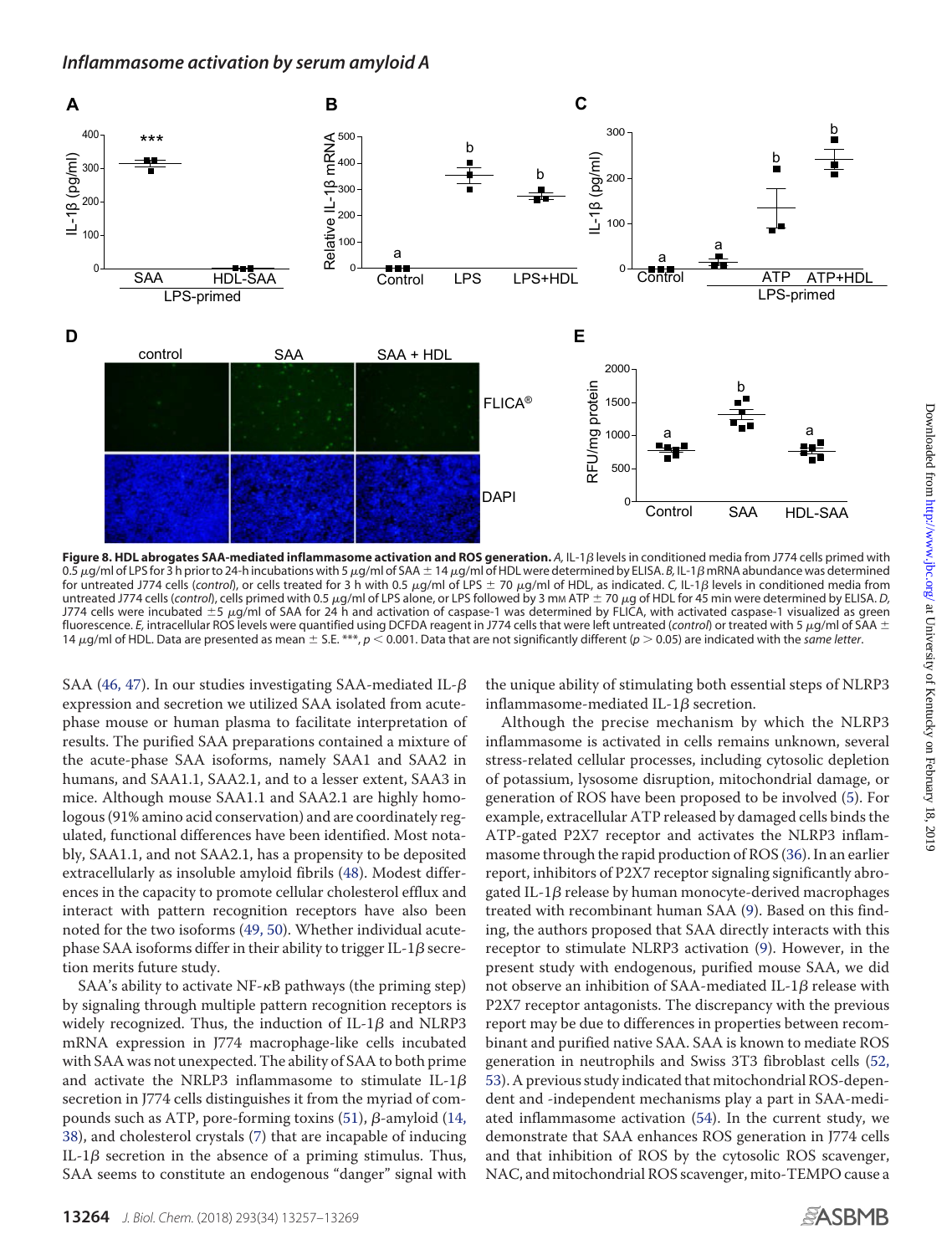**Figure 8. HDL abrogates SAA-mediated inflammasome activation and ROS generation.** *A*, IL-1$\beta$ levels in conditioned media from J774 cells primed with 0.5 $\mu$g/ml of LPS for 3 h prior to 24-h incubations with 5 $\mu$g/ml of SAA ± 14 $\mu$g/ml of HDL were determined by ELISA. *B*, IL-1$\beta$ mRNA abundance was determined for untreated J774 cells (*control*), or cells treated for 3 h with 0.5 $\mu$g/ml of LPS ± 70 $\mu$g/ml of HDL, as indicated. *C*, IL-1$\beta$ levels in conditioned media from untreated J774 cells (*control*), cells primed with 0.5 $\mu$g/ml of LPS alone, or LPS followed by 3 mM ATP ± 70 $\mu$g of HDL for 45 min were determined by ELISA. *D*, J774 cells were incubated ±5 $\mu$g/ml of SAA for 24 h and activation of caspase-1 was determined by FLICA, with activated caspase-1 visualized as green fluorescence. *E*, intracellular ROS levels were quantified using DCFDA reagent in J774 cells that were left untreated (*control*) or treated with 5 $\mu$g/ml of SAA ± 14 $\mu$g/ml of HDL. Data are presented as mean ± S.E. ***, $p < 0.001$. Data that are not significantly different ($p > 0.05$) are indicated with the *same letter*.

SAA (46, 47). In our studies investigating SAA-mediated IL-$\beta$ expression and secretion we utilized SAA isolated from acute-phase mouse or human plasma to facilitate interpretation of results. The purified SAA preparations contained a mixture of the acute-phase SAA isoforms, namely SAA1 and SAA2 in humans, and SAA1.1, SAA2.1, and to a lesser extent, SAA3 in mice. Although mouse SAA1.1 and SAA2.1 are highly homologous (91% amino acid conservation) and are coordinately regulated, functional differences have been identified. Most notably, SAA1.1, and not SAA2.1, has a propensity to be deposited extracellularly as insoluble amyloid fibrils (48). Modest differences in the capacity to promote cellular cholesterol efflux and interact with pattern recognition receptors have also been noted for the two isoforms (49, 50). Whether individual acute-phase SAA isoforms differ in their ability to trigger IL-1$\beta$ secretion merits future study.

SAA's ability to activate NF-$\kappa$B pathways (the priming step) by signaling through multiple pattern recognition receptors is widely recognized. Thus, the induction of IL-1$\beta$ and NLRP3 mRNA expression in J774 macrophage-like cells incubated with SAA was not unexpected. The ability of SAA to both prime and activate the NRLP3 inflammasome to stimulate IL-1$\beta$ secretion in J774 cells distinguishes it from the myriad of compounds such as ATP, pore-forming toxins (51), $\beta$-amyloid (14, 38), and cholesterol crystals (7) that are incapable of inducing IL-1$\beta$ secretion in the absence of a priming stimulus. Thus, SAA seems to constitute an endogenous "danger" signal with the unique ability of stimulating both essential steps of NLRP3 inflammasome-mediated IL-1$\beta$ secretion.

Although the precise mechanism by which the NLRP3 inflammasome is activated in cells remains unknown, several stress-related cellular processes, including cytosolic depletion of potassium, lysosome disruption, mitochondrial damage, or generation of ROS have been proposed to be involved (5). For example, extracellular ATP released by damaged cells binds the ATP-gated P2X7 receptor and activates the NLRP3 inflammasome through the rapid production of ROS (36). In an earlier report, inhibitors of P2X7 receptor signaling significantly abrogated IL-1$\beta$ release by human monocyte-derived macrophages treated with recombinant human SAA (9). Based on this finding, the authors proposed that SAA directly interacts with this receptor to stimulate NLRP3 activation (9). However, in the present study with endogenous, purified mouse SAA, we did not observe an inhibition of SAA-mediated IL-1$\beta$ release with P2X7 receptor antagonists. The discrepancy with the previous report may be due to differences in properties between recombinant and purified native SAA. SAA is known to mediate ROS generation in neutrophils and Swiss 3T3 fibroblast cells (52, 53). A previous study indicated that mitochondrial ROS-dependent and -independent mechanisms play a part in SAA-mediated inflammasome activation (54). In the current study, we demonstrate that SAA enhances ROS generation in J774 cells and that inhibition of ROS by the cytosolic ROS scavenger, NAC, and mitochondrial ROS scavenger, mito-TEMPO cause a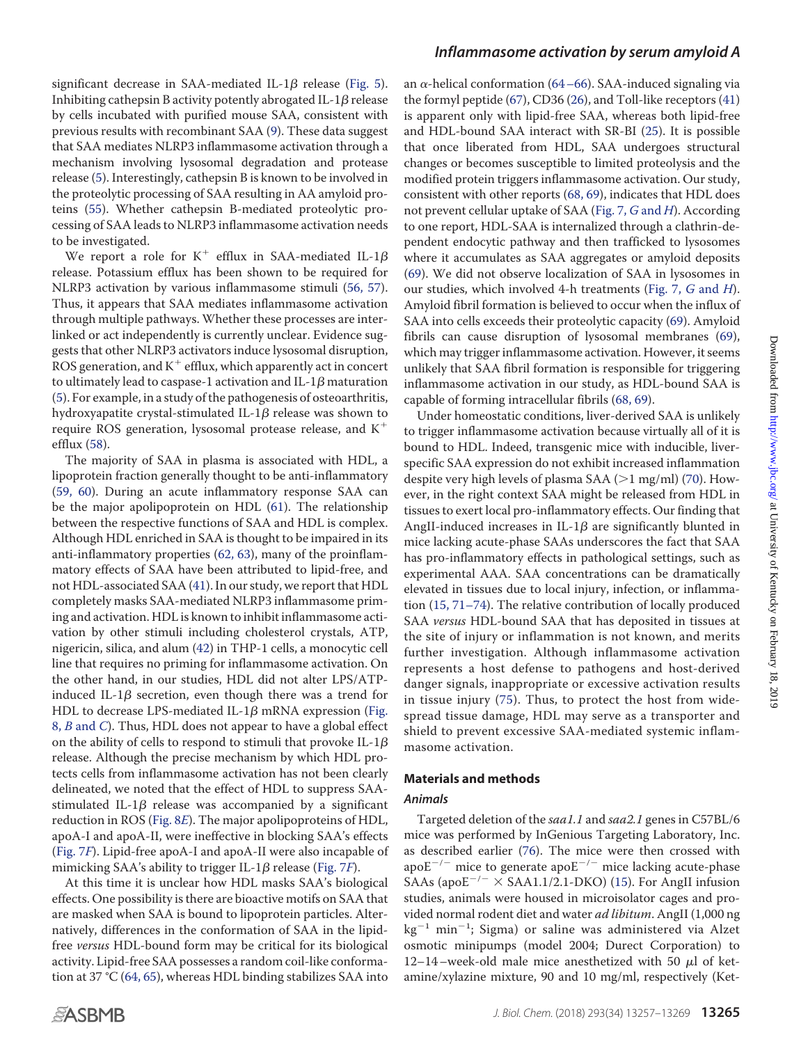significant decrease in SAA-mediated IL-1β release (Fig. 5). Inhibiting cathepsin B activity potently abrogated IL-1β release by cells incubated with purified mouse SAA, consistent with previous results with recombinant SAA (9). These data suggest that SAA mediates NLRP3 inflammasome activation through a mechanism involving lysosomal degradation and protease release (5). Interestingly, cathepsin B is known to be involved in the proteolytic processing of SAA resulting in AA amyloid proteins (55). Whether cathepsin B-mediated proteolytic processing of SAA leads to NLRP3 inflammasome activation needs to be investigated.

We report a role for $K^+$ efflux in SAA-mediated IL-1β release. Potassium efflux has been shown to be required for NLRP3 activation by various inflammasome stimuli (56, 57). Thus, it appears that SAA mediates inflammasome activation through multiple pathways. Whether these processes are interlinked or act independently is currently unclear. Evidence suggests that other NLRP3 activators induce lysosomal disruption, ROS generation, and $K^+$ efflux, which apparently act in concert to ultimately lead to caspase-1 activation and IL-1β maturation (5). For example, in a study of the pathogenesis of osteoarthritis, hydroxyapatite crystal-stimulated IL-1β release was shown to require ROS generation, lysosomal protease release, and $K^+$ efflux (58).

The majority of SAA in plasma is associated with HDL, a lipoprotein fraction generally thought to be anti-inflammatory (59, 60). During an acute inflammatory response SAA can be the major apolipoprotein on HDL (61). The relationship between the respective functions of SAA and HDL is complex. Although HDL enriched in SAA is thought to be impaired in its anti-inflammatory properties (62, 63), many of the proinflammatory effects of SAA have been attributed to lipid-free, and not HDL-associated SAA (41). In our study, we report that HDL completely masks SAA-mediated NLRP3 inflammasome priming and activation. HDL is known to inhibit inflammasome activation by other stimuli including cholesterol crystals, ATP, nigericin, silica, and alum (42) in THP-1 cells, a monocytic cell line that requires no priming for inflammasome activation. On the other hand, in our studies, HDL did not alter LPS/ATP-induced IL-1β secretion, even though there was a trend for HDL to decrease LPS-mediated IL-1β mRNA expression (Fig. 8, *B* and *C*). Thus, HDL does not appear to have a global effect on the ability of cells to respond to stimuli that provoke IL-1β release. Although the precise mechanism by which HDL protects cells from inflammasome activation has not been clearly delineated, we noted that the effect of HDL to suppress SAA-stimulated IL-1β release was accompanied by a significant reduction in ROS (Fig. 8*E*). The major apolipoproteins of HDL, apoA-I and apoA-II, were ineffective in blocking SAA's effects (Fig. 7*F*). Lipid-free apoA-I and apoA-II were also incapable of mimicking SAA's ability to trigger IL-1β release (Fig. 7*F*).

At this time it is unclear how HDL masks SAA's biological effects. One possibility is there are bioactive motifs on SAA that are masked when SAA is bound to lipoprotein particles. Alternatively, differences in the conformation of SAA in the lipid-free *versus* HDL-bound form may be critical for its biological activity. Lipid-free SAA possesses a random coil-like conformation at 37 °C (64, 65), whereas HDL binding stabilizes SAA into an α-helical conformation (64–66). SAA-induced signaling via the formyl peptide (67), CD36 (26), and Toll-like receptors (41) is apparent only with lipid-free SAA, whereas both lipid-free and HDL-bound SAA interact with SR-BI (25). It is possible that once liberated from HDL, SAA undergoes structural changes or becomes susceptible to limited proteolysis and the modified protein triggers inflammasome activation. Our study, consistent with other reports (68, 69), indicates that HDL does not prevent cellular uptake of SAA (Fig. 7, *G* and *H*). According to one report, HDL-SAA is internalized through a clathrin-dependent endocytic pathway and then trafficked to lysosomes where it accumulates as SAA aggregates or amyloid deposits (69). We did not observe localization of SAA in lysosomes in our studies, which involved 4-h treatments (Fig. 7, *G* and *H*). Amyloid fibril formation is believed to occur when the influx of SAA into cells exceeds their proteolytic capacity (69). Amyloid fibrils can cause disruption of lysosomal membranes (69), which may trigger inflammasome activation. However, it seems unlikely that SAA fibril formation is responsible for triggering inflammasome activation in our study, as HDL-bound SAA is capable of forming intracellular fibrils (68, 69).

Under homeostatic conditions, liver-derived SAA is unlikely to trigger inflammasome activation because virtually all of it is bound to HDL. Indeed, transgenic mice with inducible, liver-specific SAA expression do not exhibit increased inflammation despite very high levels of plasma SAA (>1 mg/ml) (70). However, in the right context SAA might be released from HDL in tissues to exert local pro-inflammatory effects. Our finding that AngII-induced increases in IL-1β are significantly blunted in mice lacking acute-phase SAAs underscores the fact that SAA has pro-inflammatory effects in pathological settings, such as experimental AAA. SAA concentrations can be dramatically elevated in tissues due to local injury, infection, or inflammation (15, 71–74). The relative contribution of locally produced SAA *versus* HDL-bound SAA that has deposited in tissues at the site of injury or inflammation is not known, and merits further investigation. Although inflammasome activation represents a host defense to pathogens and host-derived danger signals, inappropriate or excessive activation results in tissue injury (75). Thus, to protect the host from widespread tissue damage, HDL may serve as a transporter and shield to prevent excessive SAA-mediated systemic inflammasome activation.

## Materials and methods

### Animals

Targeted deletion of the *saa1.1* and *saa2.1* genes in C57BL/6 mice was performed by InGenious Targeting Laboratory, Inc. as described earlier (76). The mice were then crossed with apo$E^{-/-}$ mice to generate apo$E^{-/-}$ mice lacking acute-phase SAAs (apo$E^{-/-}$ × SAA1.1/2.1-DKO) (15). For AngII infusion studies, animals were housed in microisolator cages and provided normal rodent diet and water *ad libitum*. AngII (1,000 ng $kg^{-1}$ $min^{-1}$; Sigma) or saline was administered via Alzet osmotic minipumps (model 2004; Durect Corporation) to 12–14-week-old male mice anesthetized with 50 μl of ketamine/xylazine mixture, 90 and 10 mg/ml, respectively (Ket-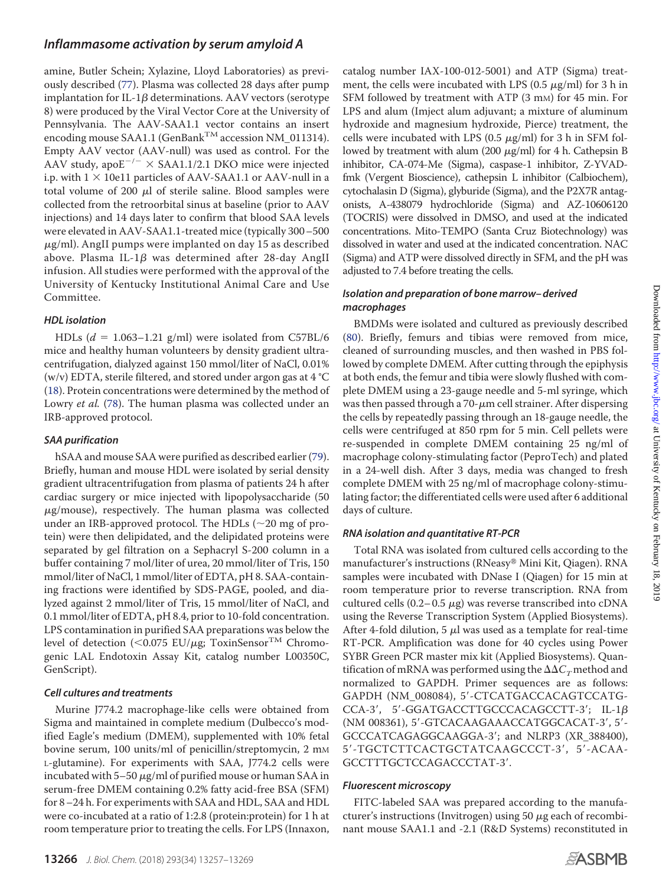amine, Butler Schein; Xylazine, Lloyd Laboratories) as previously described (77). Plasma was collected 28 days after pump implantation for IL-1$\beta$ determinations. AAV vectors (serotype 8) were produced by the Viral Vector Core at the University of Pennsylvania. The AAV-SAA1.1 vector contains an insert encoding mouse SAA1.1 (GenBank™ accession NM_011314). Empty AAV vector (AAV-null) was used as control. For the AAV study, apo$E^{-/-}$ $\times$ SAA1.1/2.1 DKO mice were injected i.p. with 1 $\times$ 10e11 particles of AAV-SAA1.1 or AAV-null in a total volume of 200 $\mu$l of sterile saline. Blood samples were collected from the retroorbital sinus at baseline (prior to AAV injections) and 14 days later to confirm that blood SAA levels were elevated in AAV-SAA1.1-treated mice (typically 300–500 $\mu$g/ml). AngII pumps were implanted on day 15 as described above. Plasma IL-1$\beta$ was determined after 28-day AngII infusion. All studies were performed with the approval of the University of Kentucky Institutional Animal Care and Use Committee.

### *HDL isolation*

HDLs ($d$ = 1.063–1.21 g/ml) were isolated from C57BL/6 mice and healthy human volunteers by density gradient ultracentrifugation, dialyzed against 150 mmol/liter of NaCl, 0.01% (w/v) EDTA, sterile filtered, and stored under argon gas at 4 °C (18). Protein concentrations were determined by the method of Lowry *et al.* (78). The human plasma was collected under an IRB-approved protocol.

### *SAA purification*

hSAA and mouse SAA were purified as described earlier (79). Briefly, human and mouse HDL were isolated by serial density gradient ultracentrifugation from plasma of patients 24 h after cardiac surgery or mice injected with lipopolysaccharide (50 $\mu$g/mouse), respectively. The human plasma was collected under an IRB-approved protocol. The HDLs (~20 mg of protein) were then delipidated, and the delipidated proteins were separated by gel filtration on a Sephacryl S-200 column in a buffer containing 7 mol/liter of urea, 20 mmol/liter of Tris, 150 mmol/liter of NaCl, 1 mmol/liter of EDTA, pH 8. SAA-containing fractions were identified by SDS-PAGE, pooled, and dialyzed against 2 mmol/liter of Tris, 15 mmol/liter of NaCl, and 0.1 mmol/liter of EDTA, pH 8.4, prior to 10-fold concentration. LPS contamination in purified SAA preparations was below the level of detection (<0.075 EU/$\mu$g; ToxinSensor™ Chromogenic LAL Endotoxin Assay Kit, catalog number L00350C, GenScript).

### *Cell cultures and treatments*

Murine J774.2 macrophage-like cells were obtained from Sigma and maintained in complete medium (Dulbecco's modified Eagle's medium (DMEM), supplemented with 10% fetal bovine serum, 100 units/ml of penicillin/streptomycin, 2 mM L-glutamine). For experiments with SAA, J774.2 cells were incubated with 5–50 $\mu$g/ml of purified mouse or human SAA in serum-free DMEM containing 0.2% fatty acid-free BSA (SFM) for 8–24 h. For experiments with SAA and HDL, SAA and HDL were co-incubated at a ratio of 1:2.8 (protein:protein) for 1 h at room temperature prior to treating the cells. For LPS (Innaxon, catalog number IAX-100-012-5001) and ATP (Sigma) treatment, the cells were incubated with LPS (0.5 $\mu$g/ml) for 3 h in SFM followed by treatment with ATP (3 mM) for 45 min. For LPS and alum (Imject alum adjuvant; a mixture of aluminum hydroxide and magnesium hydroxide, Pierce) treatment, the cells were incubated with LPS (0.5 $\mu$g/ml) for 3 h in SFM followed by treatment with alum (200 $\mu$g/ml) for 4 h. Cathepsin B inhibitor, CA-074-Me (Sigma), caspase-1 inhibitor, Z-YVAD-fmk (Vergent Bioscience), cathepsin L inhibitor (Calbiochem), cytochalasin D (Sigma), glyburide (Sigma), and the P2X7R antagonists, A-438079 hydrochloride (Sigma) and AZ-10606120 (TOCRIS) were dissolved in DMSO, and used at the indicated concentrations. Mito-TEMPO (Santa Cruz Biotechnology) was dissolved in water and used at the indicated concentration. NAC (Sigma) and ATP were dissolved directly in SFM, and the pH was adjusted to 7.4 before treating the cells.

### *Isolation and preparation of bone marrow–derived macrophages*

BMDMs were isolated and cultured as previously described (80). Briefly, femurs and tibias were removed from mice, cleaned of surrounding muscles, and then washed in PBS followed by complete DMEM. After cutting through the epiphysis at both ends, the femur and tibia were slowly flushed with complete DMEM using a 23-gauge needle and 5-ml syringe, which was then passed through a 70-$\mu$m cell strainer. After dispersing the cells by repeatedly passing through an 18-gauge needle, the cells were centrifuged at 850 rpm for 5 min. Cell pellets were re-suspended in complete DMEM containing 25 ng/ml of macrophage colony-stimulating factor (PeproTech) and plated in a 24-well dish. After 3 days, media was changed to fresh complete DMEM with 25 ng/ml of macrophage colony-stimulating factor; the differentiated cells were used after 6 additional days of culture.

### *RNA isolation and quantitative RT-PCR*

Total RNA was isolated from cultured cells according to the manufacturer's instructions (RNeasy® Mini Kit, Qiagen). RNA samples were incubated with DNase I (Qiagen) for 15 min at room temperature prior to reverse transcription. RNA from cultured cells (0.2–0.5 $\mu$g) was reverse transcribed into cDNA using the Reverse Transcription System (Applied Biosystems). After 4-fold dilution, 5 $\mu$l was used as a template for real-time RT-PCR. Amplification was done for 40 cycles using Power SYBR Green PCR master mix kit (Applied Biosystems). Quantification of mRNA was performed using the $\Delta\Delta C_T$ method and normalized to GAPDH. Primer sequences are as follows: GAPDH (NM_008084), 5'-CTCATGACCACAGTCCATGCCA-3', 5'-GGATGACCTTGCCCACAGCCTT-3'; IL-1$\beta$ (NM 008361), 5'-GTCACAAGAAACCATGGCACAT-3', 5'-GCCCATCAGAGGCAAGGA-3'; and NLRP3 (XR_388400), 5'-TGCTCTTCACTGCTATCAAGCCCT-3', 5'-ACAAGCCTTTGCTCCAGACCCTAT-3'.

### *Fluorescent microscopy*

FITC-labeled SAA was prepared according to the manufacturer's instructions (Invitrogen) using 50 $\mu$g each of recombinant mouse SAA1.1 and -2.1 (R&D Systems) reconstituted in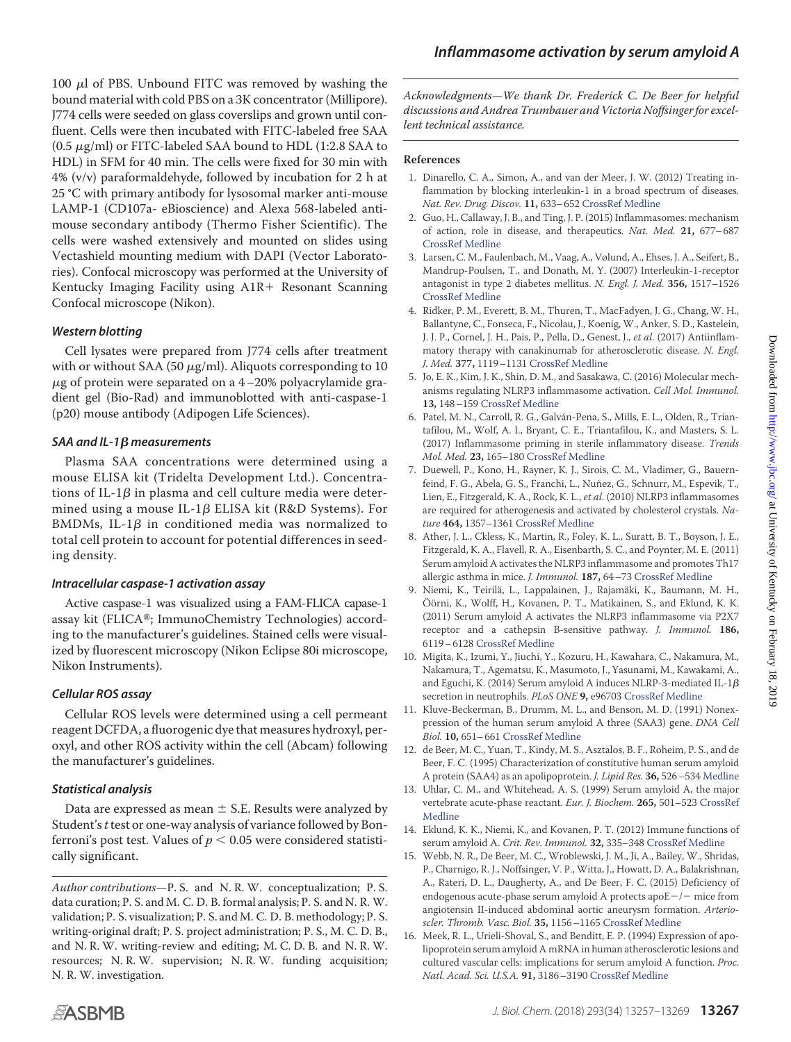100 μl of PBS. Unbound FITC was removed by washing the bound material with cold PBS on a 3K concentrator (Millipore). J774 cells were seeded on glass coverslips and grown until confluent. Cells were then incubated with FITC-labeled free SAA (0.5 μg/ml) or FITC-labeled SAA bound to HDL (1:2.8 SAA to HDL) in SFM for 40 min. The cells were fixed for 30 min with 4% (v/v) paraformaldehyde, followed by incubation for 2 h at 25 °C with primary antibody for lysosomal marker anti-mouse LAMP-1 (CD107a- eBioscience) and Alexa 568-labeled anti-mouse secondary antibody (Thermo Fisher Scientific). The cells were washed extensively and mounted on slides using Vectashield mounting medium with DAPI (Vector Laboratories). Confocal microscopy was performed at the University of Kentucky Imaging Facility using A1R+ Resonant Scanning Confocal microscope (Nikon).

### Western blotting

Cell lysates were prepared from J774 cells after treatment with or without SAA (50 μg/ml). Aliquots corresponding to 10 μg of protein were separated on a 4–20% polyacrylamide gradient gel (Bio-Rad) and immunoblotted with anti-caspase-1 (p20) mouse antibody (Adipogen Life Sciences).

### SAA and IL-1β measurements

Plasma SAA concentrations were determined using a mouse ELISA kit (Tridelta Development Ltd.). Concentrations of IL-1β in plasma and cell culture media were determined using a mouse IL-1β ELISA kit (R&D Systems). For BMDMs, IL-1β in conditioned media was normalized to total cell protein to account for potential differences in seeding density.

### Intracellular caspase-1 activation assay

Active caspase-1 was visualized using a FAM-FLICA capase-1 assay kit (FLICA®; ImmunoChemistry Technologies) according to the manufacturer's guidelines. Stained cells were visualized by fluorescent microscopy (Nikon Eclipse 80i microscope, Nikon Instruments).

### Cellular ROS assay

Cellular ROS levels were determined using a cell permeant reagent DCFDA, a fluorogenic dye that measures hydroxyl, peroxyl, and other ROS activity within the cell (Abcam) following the manufacturer's guidelines.

### Statistical analysis

Data are expressed as mean ± S.E. Results were analyzed by Student's *t* test or one-way analysis of variance followed by Bonferroni's post test. Values of $p < 0.05$ were considered statistically significant.

*Author contributions*—P. S. and N. R. W. conceptualization; P. S. data curation; P. S. and M. C. D. B. formal analysis; P. S. and N. R. W. validation; P. S. visualization; P. S. and M. C. D. B. methodology; P. S. writing-original draft; P. S. project administration; P. S., M. C. D. B., and N. R. W. writing-review and editing; M. C. D. B. and N. R. W. resources; N. R. W. supervision; N. R. W. funding acquisition; N. R. W. investigation.

*Acknowledgments—We thank Dr. Frederick C. De Beer for helpful discussions and Andrea Trumbauer and Victoria Noffsinger for excellent technical assistance.*

## References

1. Dinarello, C. A., Simon, A., and van der Meer, J. W. (2012) Treating inflammation by blocking interleukin-1 in a broad spectrum of diseases. *Nat. Rev. Drug Discov.* **11,** 633–652 CrossRef Medline
2. Guo, H., Callaway, J. B., and Ting, J. P. (2015) Inflammasomes: mechanism of action, role in disease, and therapeutics. *Nat. Med.* **21,** 677–687 CrossRef Medline
3. Larsen, C. M., Faulenbach, M., Vaag, A., Vølund, A., Ehses, J. A., Seifert, B., Mandrup-Poulsen, T., and Donath, M. Y. (2007) Interleukin-1-receptor antagonist in type 2 diabetes mellitus. *N. Engl. J. Med.* **356,** 1517–1526 CrossRef Medline
4. Ridker, P. M., Everett, B. M., Thuren, T., MacFadyen, J. G., Chang, W. H., Ballantyne, C., Fonseca, F., Nicolau, J., Koenig, W., Anker, S. D., Kastelein, J. J. P., Cornel, J. H., Pais, P., Pella, D., Genest, J., *et al.* (2017) Antiinflammatory therapy with canakinumab for atherosclerotic disease. *N. Engl. J. Med.* **377,** 1119–1131 CrossRef Medline
5. Jo, E. K., Kim, J. K., Shin, D. M., and Sasakawa, C. (2016) Molecular mechanisms regulating NLRP3 inflammasome activation. *Cell Mol. Immunol.* **13,** 148–159 CrossRef Medline
6. Patel, M. N., Carroll, R. G., Galván-Pena, S., Mills, E. L., Olden, R., Triantafilou, M., Wolf, A. I., Bryant, C. E., Triantafilou, K., and Masters, S. L. (2017) Inflammasome priming in sterile inflammatory disease. *Trends Mol. Med.* **23,** 165–180 CrossRef Medline
7. Duewell, P., Kono, H., Rayner, K. J., Sirois, C. M., Vladimer, G., Bauernfeind, F. G., Abela, G. S., Franchi, L., Nuñez, G., Schnurr, M., Espevik, T., Lien, E., Fitzgerald, K. A., Rock, K. L., *et al.* (2010) NLRP3 inflammasomes are required for atherogenesis and activated by cholesterol crystals. *Nature* **464,** 1357–1361 CrossRef Medline
8. Ather, J. L., Ckless, K., Martin, R., Foley, K. L., Suratt, B. T., Boyson, J. E., Fitzgerald, K. A., Flavell, R. A., Eisenbarth, S. C., and Poynter, M. E. (2011) Serum amyloid A activates the NLRP3 inflammasome and promotes Th17 allergic asthma in mice. *J. Immunol.* **187,** 64–73 CrossRef Medline
9. Niemi, K., Teirilä, L., Lappalainen, J., Rajamäki, K., Baumann, M. H., Öörni, K., Wolff, H., Kovanen, P. T., Matikainen, S., and Eklund, K. K. (2011) Serum amyloid A activates the NLRP3 inflammasome via P2X7 receptor and a cathepsin B-sensitive pathway. *J. Immunol.* **186,** 6119–6128 CrossRef Medline
10. Migita, K., Izumi, Y., Jiuchi, Y., Kozuru, H., Kawahara, C., Nakamura, M., Nakamura, T., Agematsu, K., Masumoto, J., Yasunami, M., Kawakami, A., and Eguchi, K. (2014) Serum amyloid A induces NLRP-3-mediated IL-1β secretion in neutrophils. *PLoS ONE* **9,** e96703 CrossRef Medline
11. Kluve-Beckerman, B., Drumm, M. L., and Benson, M. D. (1991) Nonexpression of the human serum amyloid A three (SAA3) gene. *DNA Cell Biol.* **10,** 651–661 CrossRef Medline
12. de Beer, M. C., Yuan, T., Kindy, M. S., Asztalos, B. F., Roheim, P. S., and de Beer, F. C. (1995) Characterization of constitutive human serum amyloid A protein (SAA4) as an apolipoprotein. *J. Lipid Res.* **36,** 526–534 Medline
13. Uhlar, C. M., and Whitehead, A. S. (1999) Serum amyloid A, the major vertebrate acute-phase reactant. *Eur. J. Biochem.* **265,** 501–523 CrossRef Medline
14. Eklund, K. K., Niemi, K., and Kovanen, P. T. (2012) Immune functions of serum amyloid A. *Crit. Rev. Immunol.* **32,** 335–348 CrossRef Medline
15. Webb, N. R., De Beer, M. C., Wroblewski, J. M., Ji, A., Bailey, W., Shridas, P., Charnigo, R. J., Noffsinger, V. P., Witta, J., Howatt, D. A., Balakrishnan, A., Rateri, D. L., Daugherty, A., and De Beer, F. C. (2015) Deficiency of endogenous acute-phase serum amyloid A protects apoE−/− mice from angiotensin II-induced abdominal aortic aneurysm formation. *Arterioscler. Thromb. Vasc. Biol.* **35,** 1156–1165 CrossRef Medline
16. Meek, R. L., Urieli-Shoval, S., and Benditt, E. P. (1994) Expression of apolipoprotein serum amyloid A mRNA in human atherosclerotic lesions and cultured vascular cells: implications for serum amyloid A function. *Proc. Natl. Acad. Sci. U.S.A.* **91,** 3186–3190 CrossRef Medline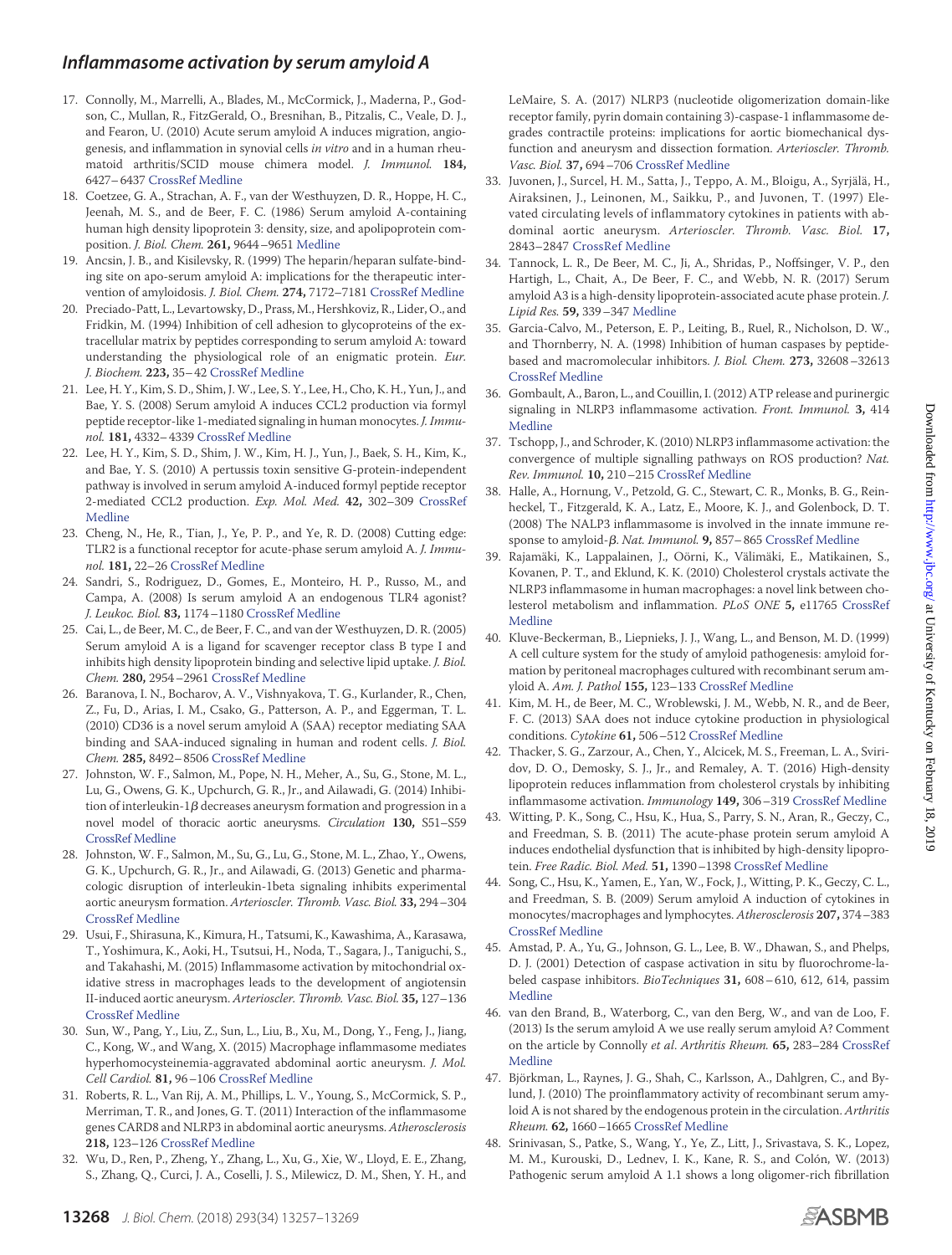17. Connolly, M., Marrelli, A., Blades, M., McCormick, J., Maderna, P., Godson, C., Mullan, R., FitzGerald, O., Bresnihan, B., Pitzalis, C., Veale, D. J., and Fearon, U. (2010) Acute serum amyloid A induces migration, angiogenesis, and inflammation in synovial cells *in vitro* and in a human rheumatoid arthritis/SCID mouse chimera model. *J. Immunol.* **184,** 6427–6437 CrossRef Medline
18. Coetzee, G. A., Strachan, A. F., van der Westhuyzen, D. R., Hoppe, H. C., Jeenah, M. S., and de Beer, F. C. (1986) Serum amyloid A-containing human high density lipoprotein 3: density, size, and apolipoprotein composition. *J. Biol. Chem.* **261,** 9644–9651 Medline
19. Ancsin, J. B., and Kisilevsky, R. (1999) The heparin/heparan sulfate-binding site on apo-serum amyloid A: implications for the therapeutic intervention of amyloidosis. *J. Biol. Chem.* **274,** 7172–7181 CrossRef Medline
20. Preciado-Patt, L., Levartowsky, D., Prass, M., Hershkoviz, R., Lider, O., and Fridkin, M. (1994) Inhibition of cell adhesion to glycoproteins of the extracellular matrix by peptides corresponding to serum amyloid A: toward understanding the physiological role of an enigmatic protein. *Eur. J. Biochem.* **223,** 35–42 CrossRef Medline
21. Lee, H. Y., Kim, S. D., Shim, J. W., Lee, S. Y., Lee, H., Cho, K. H., Yun, J., and Bae, Y. S. (2008) Serum amyloid A induces CCL2 production via formyl peptide receptor-like 1-mediated signaling in human monocytes. *J. Immunol.* **181,** 4332–4339 CrossRef Medline
22. Lee, H. Y., Kim, S. D., Shim, J. W., Kim, H. J., Yun, J., Baek, S. H., Kim, K., and Bae, Y. S. (2010) A pertussis toxin sensitive G-protein-independent pathway is involved in serum amyloid A-induced formyl peptide receptor 2-mediated CCL2 production. *Exp. Mol. Med.* **42,** 302–309 CrossRef Medline
23. Cheng, N., He, R., Tian, J., Ye, P. P., and Ye, R. D. (2008) Cutting edge: TLR2 is a functional receptor for acute-phase serum amyloid A. *J. Immunol.* **181,** 22–26 CrossRef Medline
24. Sandri, S., Rodriguez, D., Gomes, E., Monteiro, H. P., Russo, M., and Campa, A. (2008) Is serum amyloid A an endogenous TLR4 agonist? *J. Leukoc. Biol.* **83,** 1174–1180 CrossRef Medline
25. Cai, L., de Beer, M. C., de Beer, F. C., and van der Westhuyzen, D. R. (2005) Serum amyloid A is a ligand for scavenger receptor class B type I and inhibits high density lipoprotein binding and selective lipid uptake. *J. Biol. Chem.* **280,** 2954–2961 CrossRef Medline
26. Baranova, I. N., Bocharov, A. V., Vishnyakova, T. G., Kurlander, R., Chen, Z., Fu, D., Arias, I. M., Csako, G., Patterson, A. P., and Eggerman, T. L. (2010) CD36 is a novel serum amyloid A (SAA) receptor mediating SAA binding and SAA-induced signaling in human and rodent cells. *J. Biol. Chem.* **285,** 8492–8506 CrossRef Medline
27. Johnston, W. F., Salmon, M., Pope, N. H., Meher, A., Su, G., Stone, M. L., Lu, G., Owens, G. K., Upchurch, G. R., Jr., and Ailawadi, G. (2014) Inhibition of interleukin-1β decreases aneurysm formation and progression in a novel model of thoracic aortic aneurysms. *Circulation* **130,** S51–S59 CrossRef Medline
28. Johnston, W. F., Salmon, M., Su, G., Lu, G., Stone, M. L., Zhao, Y., Owens, G. K., Upchurch, G. R., Jr., and Ailawadi, G. (2013) Genetic and pharmacologic disruption of interleukin-1beta signaling inhibits experimental aortic aneurysm formation. *Arterioscler. Thromb. Vasc. Biol.* **33,** 294–304 CrossRef Medline
29. Usui, F., Shirasuna, K., Kimura, H., Tatsumi, K., Kawashima, A., Karasawa, T., Yoshimura, K., Aoki, H., Tsutsui, H., Noda, T., Sagara, J., Taniguchi, S., and Takahashi, M. (2015) Inflammasome activation by mitochondrial oxidative stress in macrophages leads to the development of angiotensin II-induced aortic aneurysm. *Arterioscler. Thromb. Vasc. Biol.* **35,** 127–136 CrossRef Medline
30. Sun, W., Pang, Y., Liu, Z., Sun, L., Liu, B., Xu, M., Dong, Y., Feng, J., Jiang, C., Kong, W., and Wang, X. (2015) Macrophage inflammasome mediates hyperhomocysteinemia-aggravated abdominal aortic aneurysm. *J. Mol. Cell Cardiol.* **81,** 96–106 CrossRef Medline
31. Roberts, R. L., Van Rij, A. M., Phillips, L. V., Young, S., McCormick, S. P., Merriman, T. R., and Jones, G. T. (2011) Interaction of the inflammasome genes CARD8 and NLRP3 in abdominal aortic aneurysms. *Atherosclerosis* **218,** 123–126 CrossRef Medline
32. Wu, D., Ren, P., Zheng, Y., Zhang, L., Xu, G., Xie, W., Lloyd, E. E., Zhang, S., Zhang, Q., Curci, J. A., Coselli, J. S., Milewicz, D. M., Shen, Y. H., and LeMaire, S. A. (2017) NLRP3 (nucleotide oligomerization domain-like receptor family, pyrin domain containing 3)-caspase-1 inflammasome degrades contractile proteins: implications for aortic biomechanical dysfunction and aneurysm and dissection formation. *Arterioscler. Thromb. Vasc. Biol.* **37,** 694–706 CrossRef Medline
33. Juvonen, J., Surcel, H. M., Satta, J., Teppo, A. M., Bloigu, A., Syrjälä, H., Airaksinen, J., Leinonen, M., Saikku, P., and Juvonen, T. (1997) Elevated circulating levels of inflammatory cytokines in patients with abdominal aortic aneurysm. *Arterioscler. Thromb. Vasc. Biol.* **17,** 2843–2847 CrossRef Medline
34. Tannock, L. R., De Beer, M. C., Ji, A., Shridas, P., Noffsinger, V. P., den Hartigh, L., Chait, A., De Beer, F. C., and Webb, N. R. (2017) Serum amyloid A3 is a high-density lipoprotein-associated acute phase protein. *J. Lipid Res.* **59,** 339–347 Medline
35. Garcia-Calvo, M., Peterson, E. P., Leiting, B., Ruel, R., Nicholson, D. W., and Thornberry, N. A. (1998) Inhibition of human caspases by peptide-based and macromolecular inhibitors. *J. Biol. Chem.* **273,** 32608–32613 CrossRef Medline
36. Gombault, A., Baron, L., and Couillin, I. (2012) ATP release and purinergic signaling in NLRP3 inflammasome activation. *Front. Immunol.* **3,** 414 Medline
37. Tschopp, J., and Schroder, K. (2010) NLRP3 inflammasome activation: the convergence of multiple signalling pathways on ROS production? *Nat. Rev. Immunol.* **10,** 210–215 CrossRef Medline
38. Halle, A., Hornung, V., Petzold, G. C., Stewart, C. R., Monks, B. G., Reinheckel, T., Fitzgerald, K. A., Latz, E., Moore, K. J., and Golenbock, D. T. (2008) The NALP3 inflammasome is involved in the innate immune response to amyloid-β. *Nat. Immunol.* **9,** 857–865 CrossRef Medline
39. Rajamäki, K., Lappalainen, J., Oörni, K., Välimäki, E., Matikainen, S., Kovanen, P. T., and Eklund, K. K. (2010) Cholesterol crystals activate the NLRP3 inflammasome in human macrophages: a novel link between cholesterol metabolism and inflammation. *PLoS ONE* **5,** e11765 CrossRef Medline
40. Kluve-Beckerman, B., Liepnieks, J. J., Wang, L., and Benson, M. D. (1999) A cell culture system for the study of amyloid pathogenesis: amyloid formation by peritoneal macrophages cultured with recombinant serum amyloid A. *Am. J. Pathol* **155,** 123–133 CrossRef Medline
41. Kim, M. H., de Beer, M. C., Wroblewski, J. M., Webb, N. R., and de Beer, F. C. (2013) SAA does not induce cytokine production in physiological conditions. *Cytokine* **61,** 506–512 CrossRef Medline
42. Thacker, S. G., Zarzour, A., Chen, Y., Alcicek, M. S., Freeman, L. A., Sviridov, D. O., Demosky, S. J., Jr., and Remaley, A. T. (2016) High-density lipoprotein reduces inflammation from cholesterol crystals by inhibiting inflammasome activation. *Immunology* **149,** 306–319 CrossRef Medline
43. Witting, P. K., Song, C., Hsu, K., Hua, S., Parry, S. N., Aran, R., Geczy, C., and Freedman, S. B. (2011) The acute-phase protein serum amyloid A induces endothelial dysfunction that is inhibited by high-density lipoprotein. *Free Radic. Biol. Med.* **51,** 1390–1398 CrossRef Medline
44. Song, C., Hsu, K., Yamen, E., Yan, W., Fock, J., Witting, P. K., Geczy, C. L., and Freedman, S. B. (2009) Serum amyloid A induction of cytokines in monocytes/macrophages and lymphocytes. *Atherosclerosis* **207,** 374–383 CrossRef Medline
45. Amstad, P. A., Yu, G., Johnson, G. L., Lee, B. W., Dhawan, S., and Phelps, D. J. (2001) Detection of caspase activation in situ by fluorochrome-labeled caspase inhibitors. *BioTechniques* **31,** 608–610, 612, 614, passim Medline
46. van den Brand, B., Waterborg, C., van den Berg, W., and van de Loo, F. (2013) Is the serum amyloid A we use really serum amyloid A? Comment on the article by Connolly *et al*. *Arthritis Rheum.* **65,** 283–284 CrossRef Medline
47. Björkman, L., Raynes, J. G., Shah, C., Karlsson, A., Dahlgren, C., and Bylund, J. (2010) The proinflammatory activity of recombinant serum amyloid A is not shared by the endogenous protein in the circulation. *Arthritis Rheum.* **62,** 1660–1665 CrossRef Medline
48. Srinivasan, S., Patke, S., Wang, Y., Ye, Z., Litt, J., Srivastava, S. K., Lopez, M. M., Kurouski, D., Lednev, I. K., Kane, R. S., and Colón, W. (2013) Pathogenic serum amyloid A 1.1 shows a long oligomer-rich fibrillation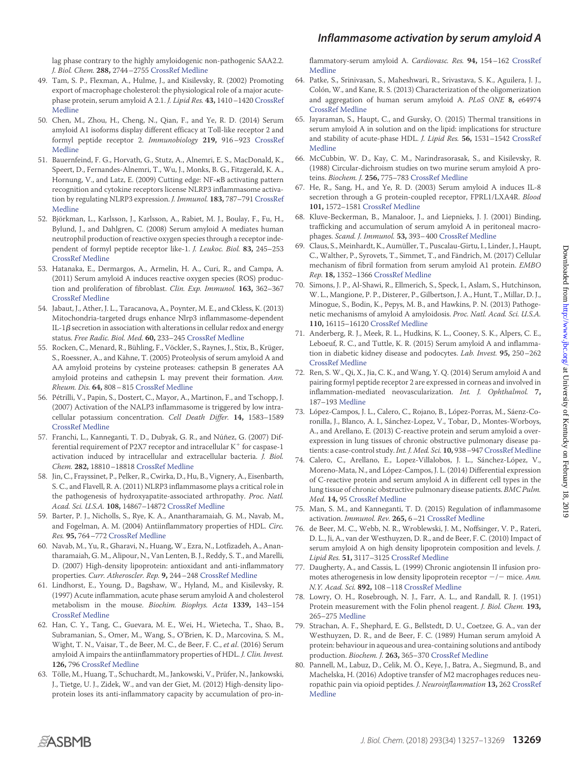lag phase contrary to the highly amyloidogenic non-pathogenic SAA2.2. *J. Biol. Chem.* **288,** 2744–2755 CrossRef Medline

49. Tam, S. P., Flexman, A., Hulme, J., and Kisilevsky, R. (2002) Promoting export of macrophage cholesterol: the physiological role of a major acute-phase protein, serum amyloid A 2.1. *J. Lipid Res.* **43,** 1410–1420 CrossRef Medline
50. Chen, M., Zhou, H., Cheng, N., Qian, F., and Ye, R. D. (2014) Serum amyloid A1 isoforms display different efficacy at Toll-like receptor 2 and formyl peptide receptor 2. *Immunobiology* **219,** 916–923 CrossRef Medline
51. Bauernfeind, F. G., Horvath, G., Stutz, A., Alnemri, E. S., MacDonald, K., Speert, D., Fernandes-Alnemri, T., Wu, J., Monks, B. G., Fitzgerald, K. A., Hornung, V., and Latz, E. (2009) Cutting edge: NF-κB activating pattern recognition and cytokine receptors license NLRP3 inflammasome activation by regulating NLRP3 expression. *J. Immunol.* **183,** 787–791 CrossRef Medline
52. Björkman, L., Karlsson, J., Karlsson, A., Rabiet, M. J., Boulay, F., Fu, H., Bylund, J., and Dahlgren, C. (2008) Serum amyloid A mediates human neutrophil production of reactive oxygen species through a receptor independent of formyl peptide receptor like-1. *J. Leukoc. Biol.* **83,** 245–253 CrossRef Medline
53. Hatanaka, E., Dermargos, A., Armelin, H. A., Curi, R., and Campa, A. (2011) Serum amyloid A induces reactive oxygen species (ROS) production and proliferation of fibroblast. *Clin. Exp. Immunol.* **163,** 362–367 CrossRef Medline
54. Jabaut, J., Ather, J. L., Taracanova, A., Poynter, M. E., and Ckless, K. (2013) Mitochondria-targeted drugs enhance Nlrp3 inflammasome-dependent IL-1β secretion in association with alterations in cellular redox and energy status. *Free Radic. Biol. Med.* **60,** 233–245 CrossRef Medline
55. Rocken, C., Menard, R., Bühling, F., Vöckler, S., Raynes, J., Stix, B., Krüger, S., Roessner, A., and Kähne, T. (2005) Proteolysis of serum amyloid A and AA amyloid proteins by cysteine proteases: cathepsin B generates AA amyloid proteins and cathepsin L may prevent their formation. *Ann. Rheum. Dis.* **64,** 808–815 CrossRef Medline
56. Pétrilli, V., Papin, S., Dostert, C., Mayor, A., Martinon, F., and Tschopp, J. (2007) Activation of the NALP3 inflammasome is triggered by low intracellular potassium concentration. *Cell Death Differ.* **14,** 1583–1589 CrossRef Medline
57. Franchi, L., Kanneganti, T. D., Dubyak, G. R., and Núñez, G. (2007) Differential requirement of P2X7 receptor and intracellular $K^+$ for caspase-1 activation induced by intracellular and extracellular bacteria. *J. Biol. Chem.* **282,** 18810–18818 CrossRef Medline
58. Jin, C., Frayssinet, P., Pelker, R., Cwirka, D., Hu, B., Vignery, A., Eisenbarth, S. C., and Flavell, R. A. (2011) NLRP3 inflammasome plays a critical role in the pathogenesis of hydroxyapatite-associated arthropathy. *Proc. Natl. Acad. Sci. U.S.A.* **108,** 14867–14872 CrossRef Medline
59. Barter, P. J., Nicholls, S., Rye, K. A., Anantharamaiah, G. M., Navab, M., and Fogelman, A. M. (2004) Antiinflammatory properties of HDL. *Circ. Res.* **95,** 764–772 CrossRef Medline
60. Navab, M., Yu, R., Gharavi, N., Huang, W., Ezra, N., Lotfizadeh, A., Anantharamaiah, G. M., Alipour, N., Van Lenten, B. J., Reddy, S. T., and Marelli, D. (2007) High-density lipoprotein: antioxidant and anti-inflammatory properties. *Curr. Atheroscler. Rep.* **9,** 244–248 CrossRef Medline
61. Lindhorst, E., Young, D., Bagshaw, W., Hyland, M., and Kisilevsky, R. (1997) Acute inflammation, acute phase serum amyloid A and cholesterol metabolism in the mouse. *Biochim. Biophys. Acta* **1339,** 143–154 CrossRef Medline
62. Han, C. Y., Tang, C., Guevara, M. E., Wei, H., Wietecha, T., Shao, B., Subramanian, S., Omer, M., Wang, S., O'Brien, K. D., Marcovina, S. M., Wight, T. N., Vaisar, T., de Beer, M. C., de Beer, F. C., *et al.* (2016) Serum amyloid A impairs the antiinflammatory properties of HDL. *J. Clin. Invest.* **126,** 796 CrossRef Medline
63. Tölle, M., Huang, T., Schuchardt, M., Jankowski, V., Prüfer, N., Jankowski, J., Tietge, U. J., Zidek, W., and van der Giet, M. (2012) High-density lipoprotein loses its anti-inflammatory capacity by accumulation of pro-inflammatory-serum amyloid A. *Cardiovasc. Res.* **94,** 154–162 CrossRef Medline
64. Patke, S., Srinivasan, S., Maheshwari, R., Srivastava, S. K., Aguilera, J. J., Colón, W., and Kane, R. S. (2013) Characterization of the oligomerization and aggregation of human serum amyloid A. *PLoS ONE* **8,** e64974 CrossRef Medline
65. Jayaraman, S., Haupt, C., and Gursky, O. (2015) Thermal transitions in serum amyloid A in solution and on the lipid: implications for structure and stability of acute-phase HDL. *J. Lipid Res.* **56,** 1531–1542 CrossRef Medline
66. McCubbin, W. D., Kay, C. M., Narindrasorasak, S., and Kisilevsky, R. (1988) Circular-dichroism studies on two murine serum amyloid A proteins. *Biochem. J.* **256,** 775–783 CrossRef Medline
67. He, R., Sang, H., and Ye, R. D. (2003) Serum amyloid A induces IL-8 secretion through a G protein-coupled receptor, FPRL1/LXA4R. *Blood* **101,** 1572–1581 CrossRef Medline
68. Kluve-Beckerman, B., Manaloor, J., and Liepnieks, J. J. (2001) Binding, trafficking and accumulation of serum amyloid A in peritoneal macrophages. *Scand. J. Immunol.* **53,** 393–400 CrossRef Medline
69. Claus, S., Meinhardt, K., Aumüller, T., Puscalau-Girtu, I., Linder, J., Haupt, C., Walther, P., Syrovets, T., Simmet, T., and Fändrich, M. (2017) Cellular mechanism of fibril formation from serum amyloid A1 protein. *EMBO Rep.* **18,** 1352–1366 CrossRef Medline
70. Simons, J. P., Al-Shawi, R., Ellmerich, S., Speck, I., Aslam, S., Hutchinson, W. L., Mangione, P. P., Disterer, P., Gilbertson, J. A., Hunt, T., Millar, D. J., Minogue, S., Bodin, K., Pepys, M. B., and Hawkins, P. N. (2013) Pathogenetic mechanisms of amyloid A amyloidosis. *Proc. Natl. Acad. Sci. U.S.A.* **110,** 16115–16120 CrossRef Medline
71. Anderberg, R. J., Meek, R. L., Hudkins, K. L., Cooney, S. K., Alpers, C. E., Leboeuf, R. C., and Tuttle, K. R. (2015) Serum amyloid A and inflammation in diabetic kidney disease and podocytes. *Lab. Invest.* **95,** 250–262 CrossRef Medline
72. Ren, S. W., Qi, X., Jia, C. K., and Wang, Y. Q. (2014) Serum amyloid A and pairing formyl peptide receptor 2 are expressed in corneas and involved in inflammation-mediated neovascularization. *Int. J. Ophthalmol.* **7,** 187–193 Medline
73. López-Campos, J. L., Calero, C., Rojano, B., López-Porras, M., Sáenz-Coronilla, J., Blanco, A. I., Sánchez-Lopez, V., Tobar, D., Montes-Worboys, A., and Arellano, E. (2013) C-reactive protein and serum amyloid a overexpression in lung tissues of chronic obstructive pulmonary disease patients: a case-control study. *Int. J. Med. Sci.* **10,** 938–947 CrossRef Medline
74. Calero, C., Arellano, E., Lopez-Villalobos, J. L., Sánchez-López, V., Moreno-Mata, N., and López-Campos, J. L. (2014) Differential expression of C-reactive protein and serum amyloid A in different cell types in the lung tissue of chronic obstructive pulmonary disease patients. *BMC Pulm. Med.* **14,** 95 CrossRef Medline
75. Man, S. M., and Kanneganti, T. D. (2015) Regulation of inflammasome activation. *Immunol. Rev.* **265,** 6–21 CrossRef Medline
76. de Beer, M. C., Webb, N. R., Wroblewski, J. M., Noffsinger, V. P., Rateri, D. L., Ji, A., van der Westhuyzen, D. R., and de Beer, F. C. (2010) Impact of serum amyloid A on high density lipoprotein composition and levels. *J. Lipid Res.* **51,** 3117–3125 CrossRef Medline
77. Daugherty, A., and Cassis, L. (1999) Chronic angiotensin II infusion promotes atherogenesis in low density lipoprotein receptor −/− mice. *Ann. N.Y. Acad. Sci.* **892,** 108–118 CrossRef Medline
78. Lowry, O. H., Rosebrough, N. J., Farr, A. L., and Randall, R. J. (1951) Protein measurement with the Folin phenol reagent. *J. Biol. Chem.* **193,** 265–275 Medline
79. Strachan, A. F., Shephard, E. G., Bellstedt, D. U., Coetzee, G. A., van der Westhuyzen, D. R., and de Beer, F. C. (1989) Human serum amyloid A protein: behaviour in aqueous and urea-containing solutions and antibody production. *Biochem. J.* **263,** 365–370 CrossRef Medline
80. Pannell, M., Labuz, D., Celik, M. Ö., Keye, J., Batra, A., Siegmund, B., and Machelska, H. (2016) Adoptive transfer of M2 macrophages reduces neuropathic pain via opioid peptides. *J. Neuroinflammation* **13,** 262 CrossRef Medline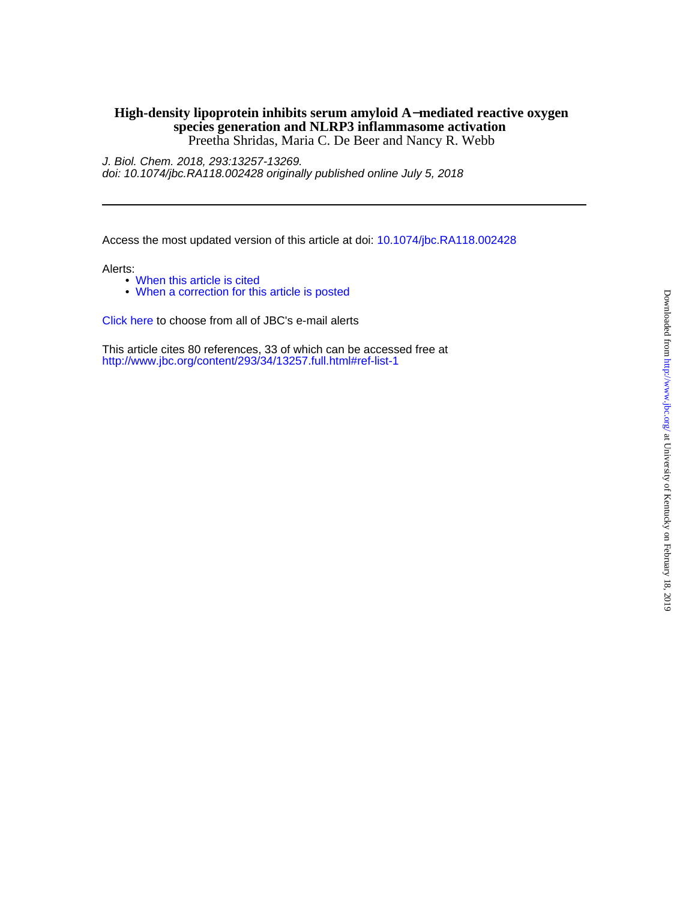**High-density lipoprotein inhibits serum amyloid A–mediated reactive oxygen species generation and NLRP3 inflammasome activation**

Preetha Shridas, Maria C. De Beer and Nancy R. Webb

*J. Biol. Chem. 2018, 293:13257-13269.*
*doi: 10.1074/jbc.RA118.002428 originally published online July 5, 2018*

---

Access the most updated version of this article at doi: 10.1074/jbc.RA118.002428

Alerts:

- When this article is cited
- When a correction for this article is posted

Click here to choose from all of JBC's e-mail alerts

This article cites 80 references, 33 of which can be accessed free at
http://www.jbc.org/content/293/34/13257.full.html#ref-list-1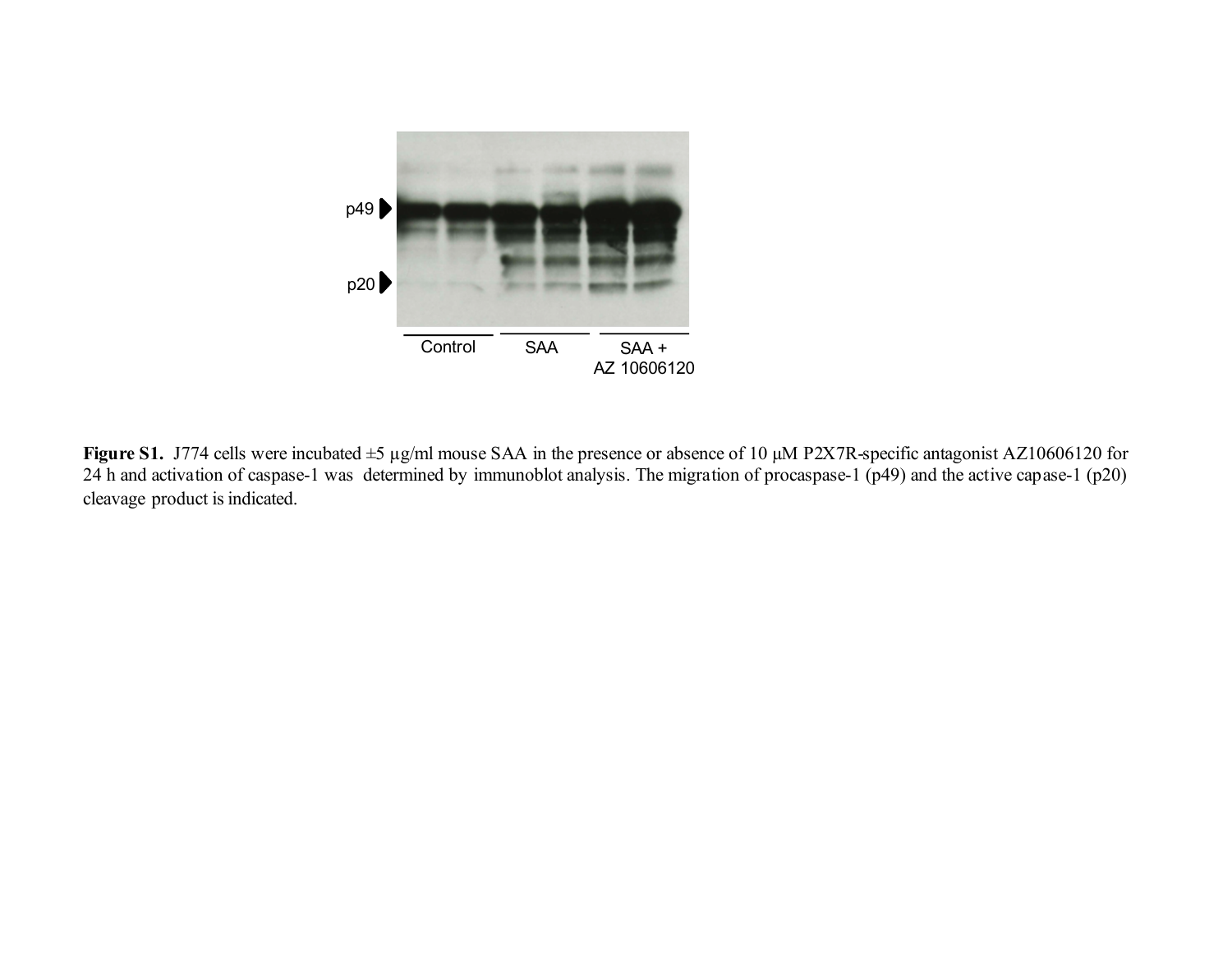p49

p20

Control

SAA

SAA +
AZ 10606120

**Figure S1.** J774 cells were incubated ±5 µg/ml mouse SAA in the presence or absence of 10 µM P2X7R-specific antagonist AZ10606120 for 24 h and activation of caspase-1 was determined by immunoblot analysis. The migration of procaspase-1 (p49) and the active capase-1 (p20) cleavage product is indicated.